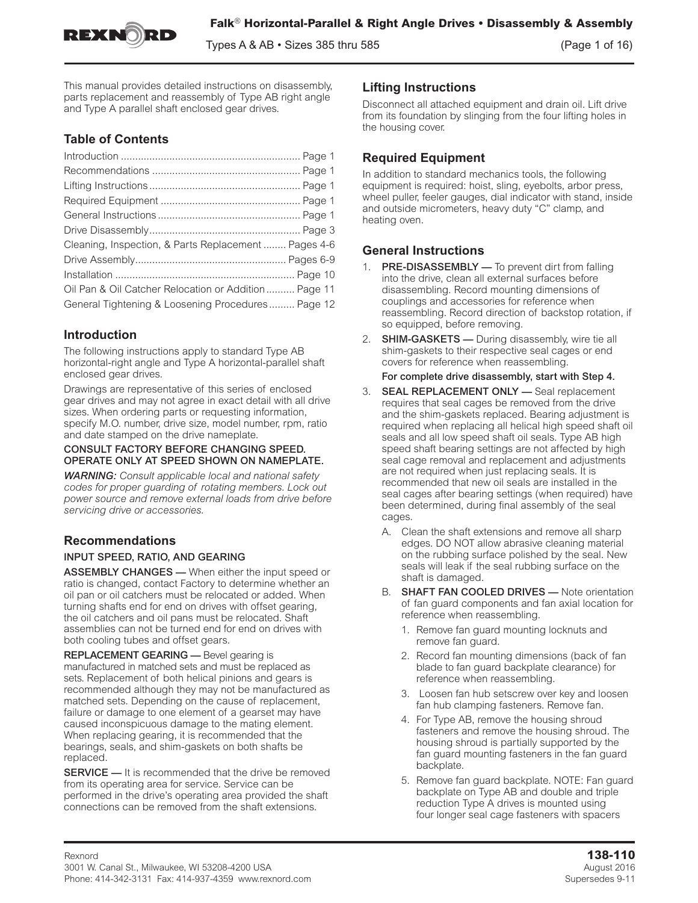This manual provides detailed instructions on disassembly, parts replacement and reassembly of Type AB right angle and Type A parallel shaft enclosed gear drives.

## Table of Contents

Introduction ............................................................... Page 1
Recommendations ................................................... Page 1
Lifting Instructions .................................................... Page 1
Required Equipment ................................................. Page 1
General Instructions .................................................. Page 1
Drive Disassembly ..................................................... Page 3
Cleaning, Inspection, & Parts Replacement ........ Pages 4-6
Drive Assembly ..................................................... Pages 6-9
Installation ............................................................... Page 10
Oil Pan & Oil Catcher Relocation or Addition .......... Page 11
General Tightening & Loosening Procedures ......... Page 12

## Introduction

The following instructions apply to standard Type AB horizontal-right angle and Type A horizontal-parallel shaft enclosed gear drives.

Drawings are representative of this series of enclosed gear drives and may not agree in exact detail with all drive sizes. When ordering parts or requesting information, specify M.O. number, drive size, model number, rpm, ratio and date stamped on the drive nameplate.

**CONSULT FACTORY BEFORE CHANGING SPEED. OPERATE ONLY AT SPEED SHOWN ON NAMEPLATE.**

***WARNING:*** *Consult applicable local and national safety codes for proper guarding of rotating members. Lock out power source and remove external loads from drive before servicing drive or accessories.*

## Recommendations

### INPUT SPEED, RATIO, AND GEARING

**ASSEMBLY CHANGES —** When either the input speed or ratio is changed, contact Factory to determine whether an oil pan or oil catchers must be relocated or added. When turning shafts end for end on drives with offset gearing, the oil catchers and oil pans must be relocated. Shaft assemblies can not be turned end for end on drives with both cooling tubes and offset gears.

**REPLACEMENT GEARING —** Bevel gearing is manufactured in matched sets and must be replaced as sets. Replacement of both helical pinions and gears is recommended although they may not be manufactured as matched sets. Depending on the cause of replacement, failure or damage to one element of a gearset may have caused inconspicuous damage to the mating element. When replacing gearing, it is recommended that the bearings, seals, and shim-gaskets on both shafts be replaced.

**SERVICE —** It is recommended that the drive be removed from its operating area for service. Service can be performed in the drive's operating area provided the shaft connections can be removed from the shaft extensions.

## Lifting Instructions

Disconnect all attached equipment and drain oil. Lift drive from its foundation by slinging from the four lifting holes in the housing cover.

## Required Equipment

In addition to standard mechanics tools, the following equipment is required: hoist, sling, eyebolts, arbor press, wheel puller, feeler gauges, dial indicator with stand, inside and outside micrometers, heavy duty "C" clamp, and heating oven.

## General Instructions

1. **PRE-DISASSEMBLY —** To prevent dirt from falling into the drive, clean all external surfaces before disassembling. Record mounting dimensions of couplings and accessories for reference when reassembling. Record direction of backstop rotation, if so equipped, before removing.
2. **SHIM-GASKETS —** During disassembly, wire tie all shim-gaskets to their respective seal cages or end covers for reference when reassembling.

   **For complete drive disassembly, start with Step 4.**
3. **SEAL REPLACEMENT ONLY —** Seal replacement requires that seal cages be removed from the drive and the shim-gaskets replaced. Bearing adjustment is required when replacing all helical high speed shaft oil seals and all low speed shaft oil seals. Type AB high speed shaft bearing settings are not affected by high seal cage removal and replacement and adjustments are not required when just replacing seals. It is recommended that new oil seals are installed in the seal cages after bearing settings (when required) have been determined, during final assembly of the seal cages.
   - A. Clean the shaft extensions and remove all sharp edges. DO NOT allow abrasive cleaning material on the rubbing surface polished by the seal. New seals will leak if the seal rubbing surface on the shaft is damaged.
   - B. **SHAFT FAN COOLED DRIVES —** Note orientation of fan guard components and fan axial location for reference when reassembling.
     1. Remove fan guard mounting locknuts and remove fan guard.
     2. Record fan mounting dimensions (back of fan blade to fan guard backplate clearance) for reference when reassembling.
     3. Loosen fan hub setscrew over key and loosen fan hub clamping fasteners. Remove fan.
     4. For Type AB, remove the housing shroud fasteners and remove the housing shroud. The housing shroud is partially supported by the fan guard mounting fasteners in the fan guard backplate.
     5. Remove fan guard backplate. NOTE: Fan guard backplate on Type AB and double and triple reduction Type A drives is mounted using four longer seal cage fasteners with spacers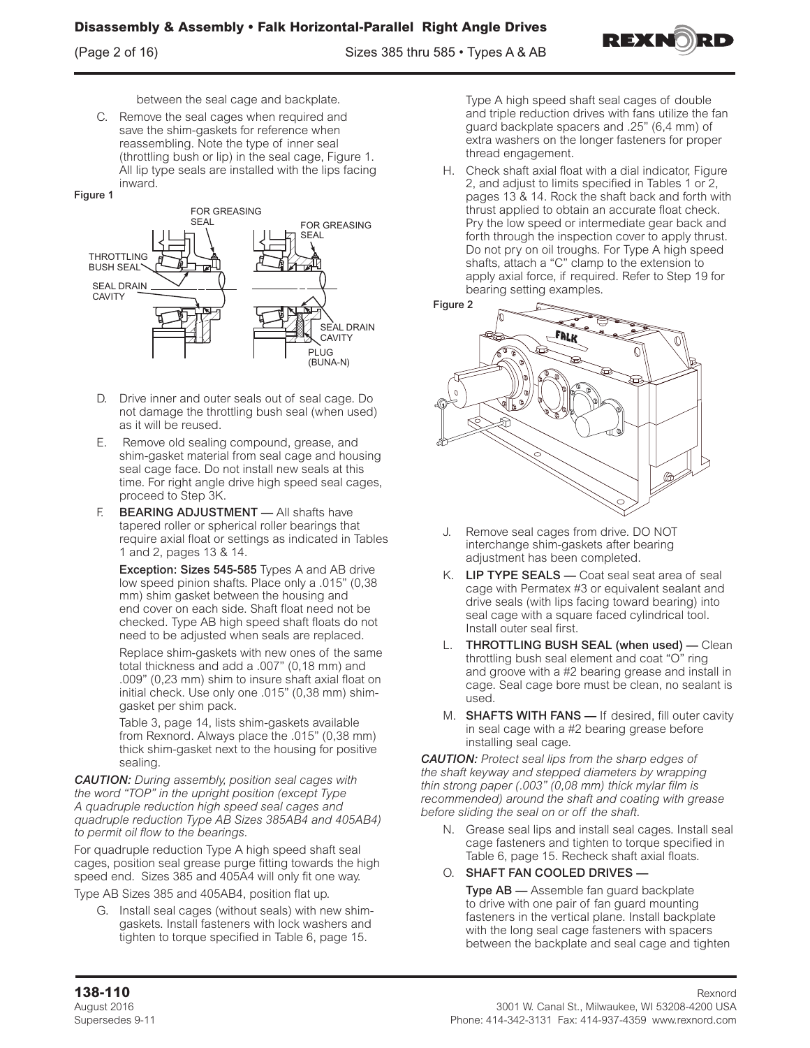between the seal cage and backplate.

C. Remove the seal cages when required and save the shim-gaskets for reference when reassembling. Note the type of inner seal (throttling bush or lip) in the seal cage, Figure 1. All lip type seals are installed with the lips facing inward.

**Figure 1**

FOR GREASING SEAL — FOR GREASING SEAL — THROTTLING BUSH SEAL — SEAL DRAIN CAVITY — SEAL DRAIN CAVITY — PLUG (BUNA-N)

D. Drive inner and outer seals out of seal cage. Do not damage the throttling bush seal (when used) as it will be reused.

E. Remove old sealing compound, grease, and shim-gasket material from seal cage and housing seal cage face. Do not install new seals at this time. For right angle drive high speed seal cages, proceed to Step 3K.

F. **BEARING ADJUSTMENT —** All shafts have tapered roller or spherical roller bearings that require axial float or settings as indicated in Tables 1 and 2, pages 13 & 14.

**Exception: Sizes 545-585** Types A and AB drive low speed pinion shafts. Place only a .015" (0,38 mm) shim gasket between the housing and end cover on each side. Shaft float need not be checked. Type AB high speed shaft floats do not need to be adjusted when seals are replaced.

Replace shim-gaskets with new ones of the same total thickness and add a .007" (0,18 mm) and .009" (0,23 mm) shim to insure shaft axial float on initial check. Use only one .015" (0,38 mm) shim-gasket per shim pack.

Table 3, page 14, lists shim-gaskets available from Rexnord. Always place the .015" (0,38 mm) thick shim-gasket next to the housing for positive sealing.

***CAUTION:** During assembly, position seal cages with the word "TOP" in the upright position (except Type A quadruple reduction high speed seal cages and quadruple reduction Type AB Sizes 385AB4 and 405AB4) to permit oil flow to the bearings.*

For quadruple reduction Type A high speed shaft seal cages, position seal grease purge fitting towards the high speed end. Sizes 385 and 405A4 will only fit one way.

Type AB Sizes 385 and 405AB4, position flat up.

G. Install seal cages (without seals) with new shim-gaskets. Install fasteners with lock washers and tighten to torque specified in Table 6, page 15.

Type A high speed shaft seal cages of double and triple reduction drives with fans utilize the fan guard backplate spacers and .25" (6,4 mm) of extra washers on the longer fasteners for proper thread engagement.

H. Check shaft axial float with a dial indicator, Figure 2, and adjust to limits specified in Tables 1 or 2, pages 13 & 14. Rock the shaft back and forth with thrust applied to obtain an accurate float check. Pry the low speed or intermediate gear back and forth through the inspection cover to apply thrust. Do not pry on oil troughs. For Type A high speed shafts, attach a "C" clamp to the extension to apply axial force, if required. Refer to Step 19 for bearing setting examples.

**Figure 2**

J. Remove seal cages from drive. DO NOT interchange shim-gaskets after bearing adjustment has been completed.

K. **LIP TYPE SEALS —** Coat seal seat area of seal cage with Permatex #3 or equivalent sealant and drive seals (with lips facing toward bearing) into seal cage with a square faced cylindrical tool. Install outer seal first.

L. **THROTTLING BUSH SEAL (when used) —** Clean throttling bush seal element and coat "O" ring and groove with a #2 bearing grease and install in cage. Seal cage bore must be clean, no sealant is used.

M. **SHAFTS WITH FANS —** If desired, fill outer cavity in seal cage with a #2 bearing grease before installing seal cage.

***CAUTION:** Protect seal lips from the sharp edges of the shaft keyway and stepped diameters by wrapping thin strong paper (.003" (0,08 mm) thick mylar film is recommended) around the shaft and coating with grease before sliding the seal on or off the shaft.*

N. Grease seal lips and install seal cages. Install seal cage fasteners and tighten to torque specified in Table 6, page 15. Recheck shaft axial floats.

O. **SHAFT FAN COOLED DRIVES —**

**Type AB —** Assemble fan guard backplate to drive with one pair of fan guard mounting fasteners in the vertical plane. Install backplate with the long seal cage fasteners with spacers between the backplate and seal cage and tighten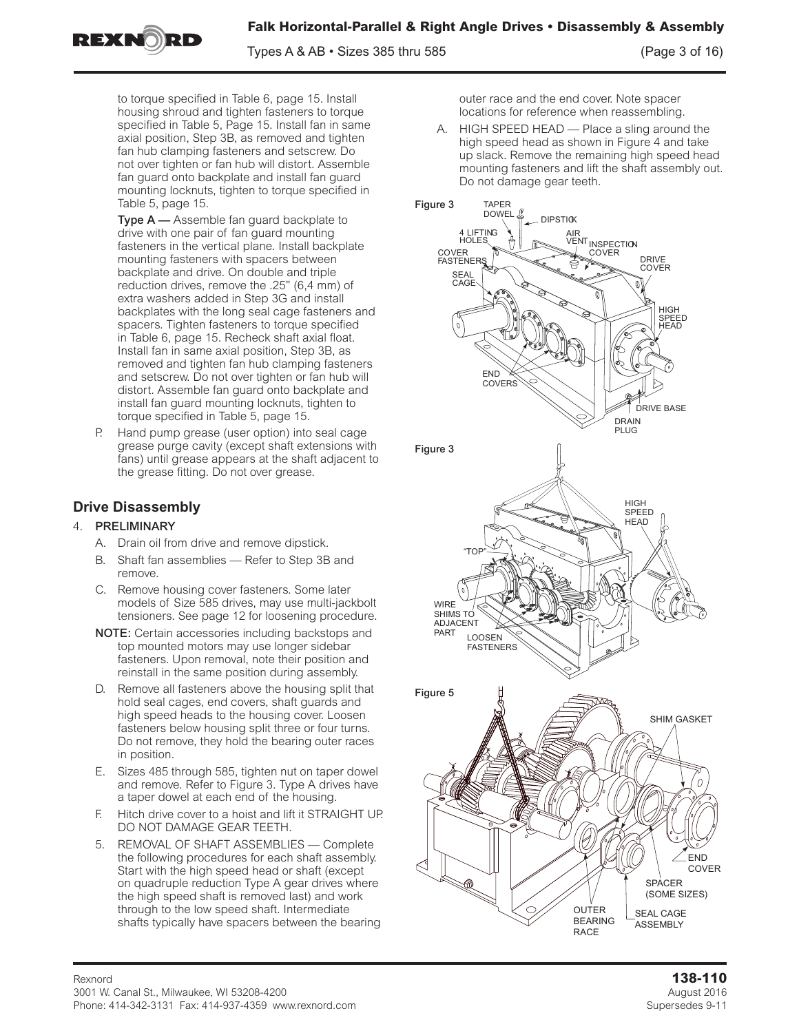to torque specified in Table 6, page 15. Install housing shroud and tighten fasteners to torque specified in Table 5, Page 15. Install fan in same axial position, Step 3B, as removed and tighten fan hub clamping fasteners and setscrew. Do not over tighten or fan hub will distort. Assemble fan guard onto backplate and install fan guard mounting locknuts, tighten to torque specified in Table 5, page 15.

**Type A —** Assemble fan guard backplate to drive with one pair of fan guard mounting fasteners in the vertical plane. Install backplate mounting fasteners with spacers between backplate and drive. On double and triple reduction drives, remove the .25" (6,4 mm) of extra washers added in Step 3G and install backplates with the long seal cage fasteners and spacers. Tighten fasteners to torque specified in Table 6, page 15. Recheck shaft axial float. Install fan in same axial position, Step 3B, as removed and tighten fan hub clamping fasteners and setscrew. Do not over tighten or fan hub will distort. Assemble fan guard onto backplate and install fan guard mounting locknuts, tighten to torque specified in Table 5, page 15.

P. Hand pump grease (user option) into seal cage grease purge cavity (except shaft extensions with fans) until grease appears at the shaft adjacent to the grease fitting. Do not over grease.

## Drive Disassembly

4. **PRELIMINARY**
   - A. Drain oil from drive and remove dipstick.
   - B. Shaft fan assemblies — Refer to Step 3B and remove.
   - C. Remove housing cover fasteners. Some later models of Size 585 drives, may use multi-jackbolt tensioners. See page 12 for loosening procedure.

   **NOTE:** Certain accessories including backstops and top mounted motors may use longer sidebar fasteners. Upon removal, note their position and reinstall in the same position during assembly.

   - D. Remove all fasteners above the housing split that hold seal cages, end covers, shaft guards and high speed heads to the housing cover. Loosen fasteners below housing split three or four turns. Do not remove, they hold the bearing outer races in position.
   - E. Sizes 485 through 585, tighten nut on taper dowel and remove. Refer to Figure 3. Type A drives have a taper dowel at each end of the housing.
   - F. Hitch drive cover to a hoist and lift it STRAIGHT UP. DO NOT DAMAGE GEAR TEETH.

5. REMOVAL OF SHAFT ASSEMBLIES — Complete the following procedures for each shaft assembly. Start with the high speed head or shaft (except on quadruple reduction Type A gear drives where the high speed shaft is removed last) and work through to the low speed shaft. Intermediate shafts typically have spacers between the bearing outer race and the end cover. Note spacer locations for reference when reassembling.
   - A. HIGH SPEED HEAD — Place a sling around the high speed head as shown in Figure 4 and take up slack. Remove the remaining high speed head mounting fasteners and lift the shaft assembly out. Do not damage gear teeth.

Figure 3

TAPER DOWEL, DIPSTICK, 4 LIFTING HOLES, AIR VENT, INSPECTION COVER, COVER FASTENERS, SEAL CAGE, DRIVE COVER, HIGH SPEED HEAD, END COVERS, DRIVE BASE, DRAIN PLUG

Figure 3

HIGH SPEED HEAD, "TOP", WIRE SHIMS TO ADJACENT PART, LOOSEN FASTENERS

Figure 5

SHIM GASKET, END COVER, SPACER (SOME SIZES), OUTER BEARING RACE, SEAL CAGE ASSEMBLY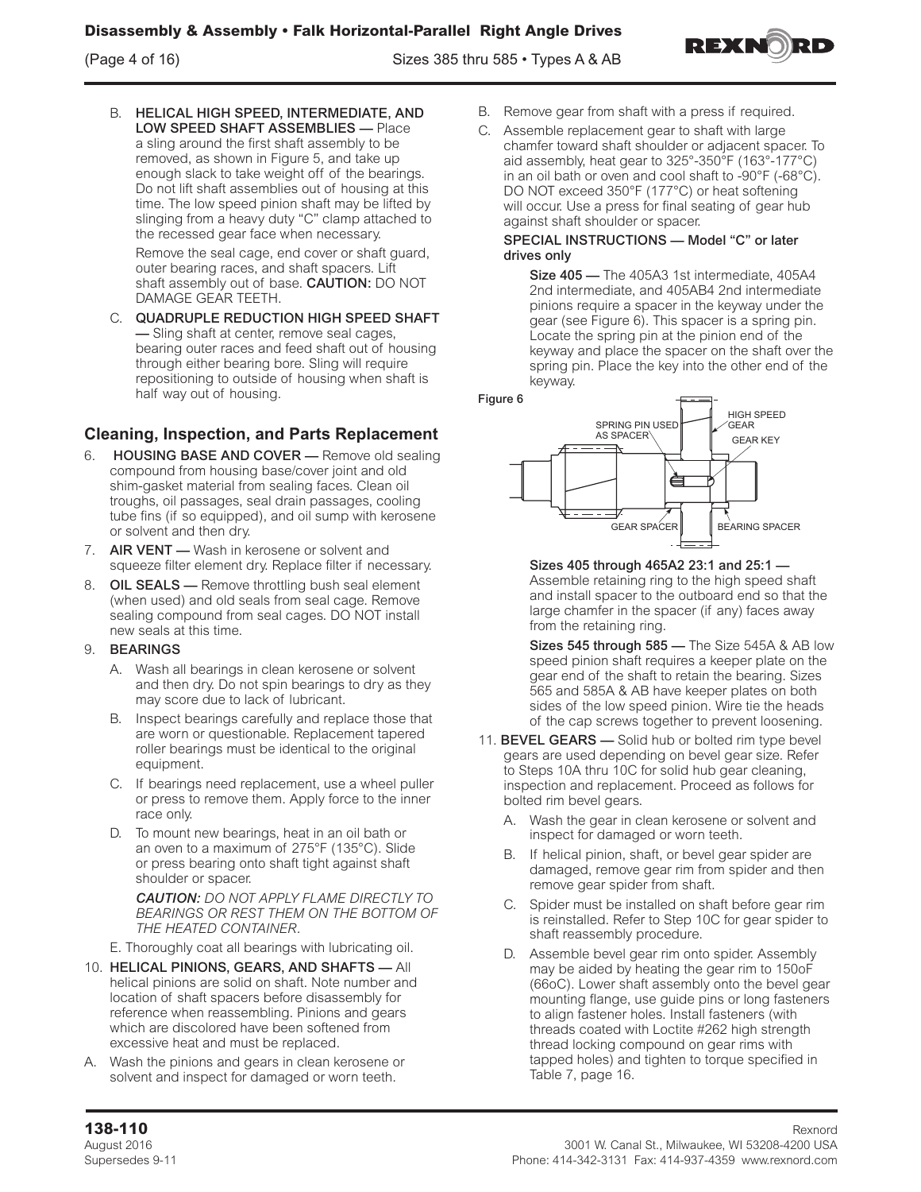B. **HELICAL HIGH SPEED, INTERMEDIATE, AND LOW SPEED SHAFT ASSEMBLIES —** Place a sling around the first shaft assembly to be removed, as shown in Figure 5, and take up enough slack to take weight off of the bearings. Do not lift shaft assemblies out of housing at this time. The low speed pinion shaft may be lifted by slinging from a heavy duty "C" clamp attached to the recessed gear face when necessary.

   Remove the seal cage, end cover or shaft guard, outer bearing races, and shaft spacers. Lift shaft assembly out of base. **CAUTION:** DO NOT DAMAGE GEAR TEETH.

C. **QUADRUPLE REDUCTION HIGH SPEED SHAFT —** Sling shaft at center, remove seal cages, bearing outer races and feed shaft out of housing through either bearing bore. Sling will require repositioning to outside of housing when shaft is half way out of housing.

## Cleaning, Inspection, and Parts Replacement

6. **HOUSING BASE AND COVER —** Remove old sealing compound from housing base/cover joint and old shim-gasket material from sealing faces. Clean oil troughs, oil passages, seal drain passages, cooling tube fins (if so equipped), and oil sump with kerosene or solvent and then dry.
7. **AIR VENT —** Wash in kerosene or solvent and squeeze filter element dry. Replace filter if necessary.
8. **OIL SEALS —** Remove throttling bush seal element (when used) and old seals from seal cage. Remove sealing compound from seal cages. DO NOT install new seals at this time.
9. **BEARINGS**
   - A. Wash all bearings in clean kerosene or solvent and then dry. Do not spin bearings to dry as they may score due to lack of lubricant.
   - B. Inspect bearings carefully and replace those that are worn or questionable. Replacement tapered roller bearings must be identical to the original equipment.
   - C. If bearings need replacement, use a wheel puller or press to remove them. Apply force to the inner race only.
   - D. To mount new bearings, heat in an oil bath or an oven to a maximum of 275°F (135°C). Slide or press bearing onto shaft tight against shaft shoulder or spacer.

     ***CAUTION:*** *DO NOT APPLY FLAME DIRECTLY TO BEARINGS OR REST THEM ON THE BOTTOM OF THE HEATED CONTAINER.*
   - E. Thoroughly coat all bearings with lubricating oil.
10. **HELICAL PINIONS, GEARS, AND SHAFTS —** All helical pinions are solid on shaft. Note number and location of shaft spacers before disassembly for reference when reassembling. Pinions and gears which are discolored have been softened from excessive heat and must be replaced.

A. Wash the pinions and gears in clean kerosene or solvent and inspect for damaged or worn teeth.

B. Remove gear from shaft with a press if required.

C. Assemble replacement gear to shaft with large chamfer toward shaft shoulder or adjacent spacer. To aid assembly, heat gear to 325°-350°F (163°-177°C) in an oil bath or oven and cool shaft to -90°F (-68°C). DO NOT exceed 350°F (177°C) or heat softening will occur. Use a press for final seating of gear hub against shaft shoulder or spacer.

**SPECIAL INSTRUCTIONS — Model "C" or later drives only**

**Size 405 —** The 405A3 1st intermediate, 405A4 2nd intermediate, and 405AB4 2nd intermediate pinions require a spacer in the keyway under the gear (see Figure 6). This spacer is a spring pin. Locate the spring pin at the pinion end of the keyway and place the spacer on the shaft over the spring pin. Place the key into the other end of the keyway.

Figure 6

SPRING PIN USED AS SPACER — HIGH SPEED GEAR — GEAR KEY — GEAR SPACER — BEARING SPACER

**Sizes 405 through 465A2 23:1 and 25:1 —** Assemble retaining ring to the high speed shaft and install spacer to the outboard end so that the large chamfer in the spacer (if any) faces away from the retaining ring.

**Sizes 545 through 585 —** The Size 545A & AB low speed pinion shaft requires a keeper plate on the gear end of the shaft to retain the bearing. Sizes 565 and 585A & AB have keeper plates on both sides of the low speed pinion. Wire tie the heads of the cap screws together to prevent loosening.

11. **BEVEL GEARS —** Solid hub or bolted rim type bevel gears are used depending on bevel gear size. Refer to Steps 10A thru 10C for solid hub gear cleaning, inspection and replacement. Proceed as follows for bolted rim bevel gears.
    - A. Wash the gear in clean kerosene or solvent and inspect for damaged or worn teeth.
    - B. If helical pinion, shaft, or bevel gear spider are damaged, remove gear rim from spider and then remove gear spider from shaft.
    - C. Spider must be installed on shaft before gear rim is reinstalled. Refer to Step 10C for gear spider to shaft reassembly procedure.
    - D. Assemble bevel gear rim onto spider. Assembly may be aided by heating the gear rim to 150oF (66oC). Lower shaft assembly onto the bevel gear mounting flange, use guide pins or long fasteners to align fastener holes. Install fasteners (with threads coated with Loctite #262 high strength thread locking compound on gear rims with tapped holes) and tighten to torque specified in Table 7, page 16.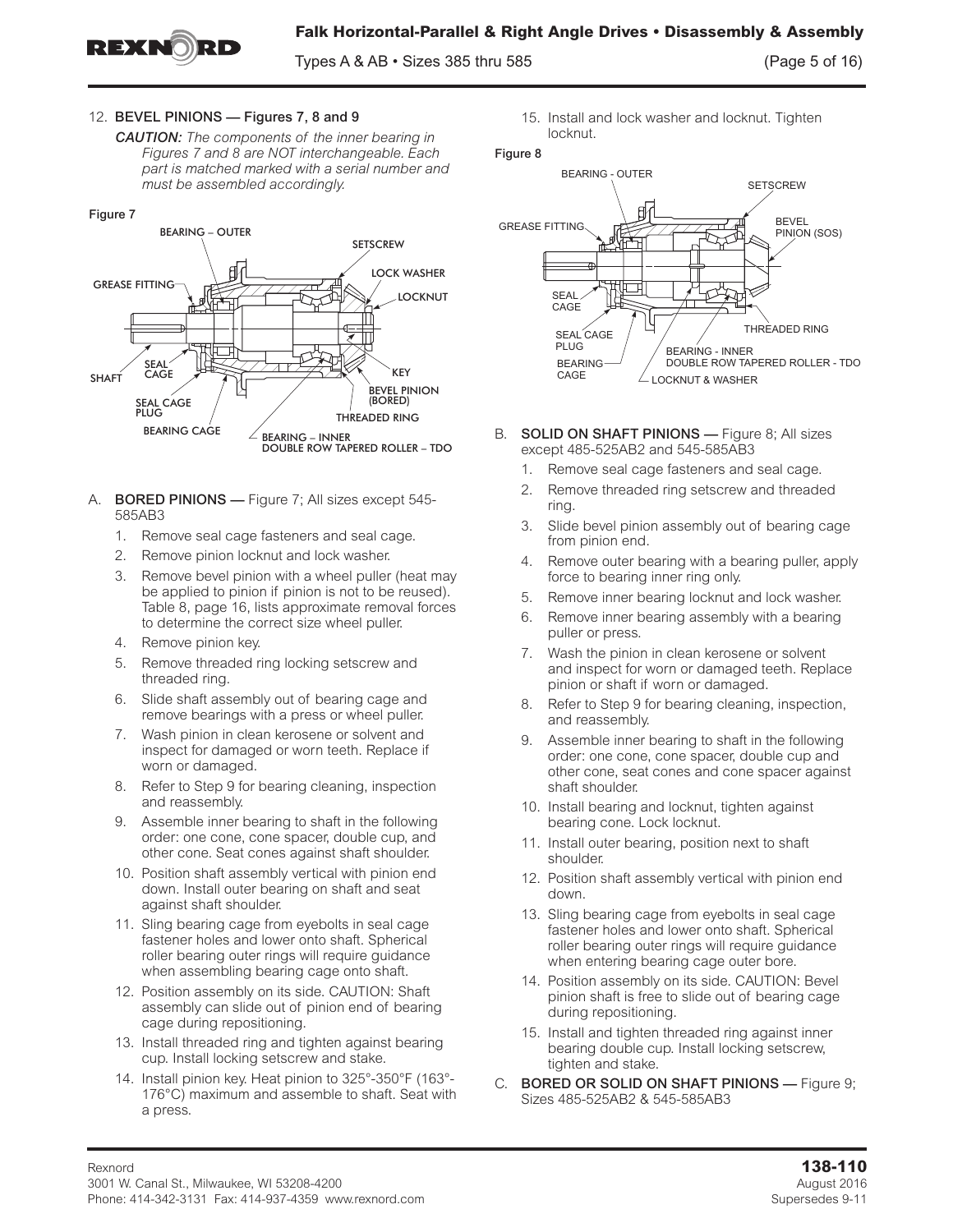12. **BEVEL PINIONS — Figures 7, 8 and 9**

   ***CAUTION:*** *The components of the inner bearing in Figures 7 and 8 are NOT interchangeable. Each part is matched marked with a serial number and must be assembled accordingly.*

**Figure 7**

A. **BORED PINIONS —** Figure 7; All sizes except 545-585AB3

1. Remove seal cage fasteners and seal cage.
2. Remove pinion locknut and lock washer.
3. Remove bevel pinion with a wheel puller (heat may be applied to pinion if pinion is not to be reused). Table 8, page 16, lists approximate removal forces to determine the correct size wheel puller.
4. Remove pinion key.
5. Remove threaded ring locking setscrew and threaded ring.
6. Slide shaft assembly out of bearing cage and remove bearings with a press or wheel puller.
7. Wash pinion in clean kerosene or solvent and inspect for damaged or worn teeth. Replace if worn or damaged.
8. Refer to Step 9 for bearing cleaning, inspection and reassembly.
9. Assemble inner bearing to shaft in the following order: one cone, cone spacer, double cup, and other cone. Seat cones against shaft shoulder.
10. Position shaft assembly vertical with pinion end down. Install outer bearing on shaft and seat against shaft shoulder.
11. Sling bearing cage from eyebolts in seal cage fastener holes and lower onto shaft. Spherical roller bearing outer rings will require guidance when assembling bearing cage onto shaft.
12. Position assembly on its side. CAUTION: Shaft assembly can slide out of pinion end of bearing cage during repositioning.
13. Install threaded ring and tighten against bearing cup. Install locking setscrew and stake.
14. Install pinion key. Heat pinion to 325°-350°F (163°-176°C) maximum and assemble to shaft. Seat with a press.
15. Install and lock washer and locknut. Tighten locknut.

**Figure 8**

B. **SOLID ON SHAFT PINIONS —** Figure 8; All sizes except 485-525AB2 and 545-585AB3

1. Remove seal cage fasteners and seal cage.
2. Remove threaded ring setscrew and threaded ring.
3. Slide bevel pinion assembly out of bearing cage from pinion end.
4. Remove outer bearing with a bearing puller, apply force to bearing inner ring only.
5. Remove inner bearing locknut and lock washer.
6. Remove inner bearing assembly with a bearing puller or press.
7. Wash the pinion in clean kerosene or solvent and inspect for worn or damaged teeth. Replace pinion or shaft if worn or damaged.
8. Refer to Step 9 for bearing cleaning, inspection, and reassembly.
9. Assemble inner bearing to shaft in the following order: one cone, cone spacer, double cup and other cone, seat cones and cone spacer against shaft shoulder.
10. Install bearing and locknut, tighten against bearing cone. Lock locknut.
11. Install outer bearing, position next to shaft shoulder.
12. Position shaft assembly vertical with pinion end down.
13. Sling bearing cage from eyebolts in seal cage fastener holes and lower onto shaft. Spherical roller bearing outer rings will require guidance when entering bearing cage outer bore.
14. Position assembly on its side. CAUTION: Bevel pinion shaft is free to slide out of bearing cage during repositioning.
15. Install and tighten threaded ring against inner bearing double cup. Install locking setscrew, tighten and stake.

C. **BORED OR SOLID ON SHAFT PINIONS —** Figure 9; Sizes 485-525AB2 & 545-585AB3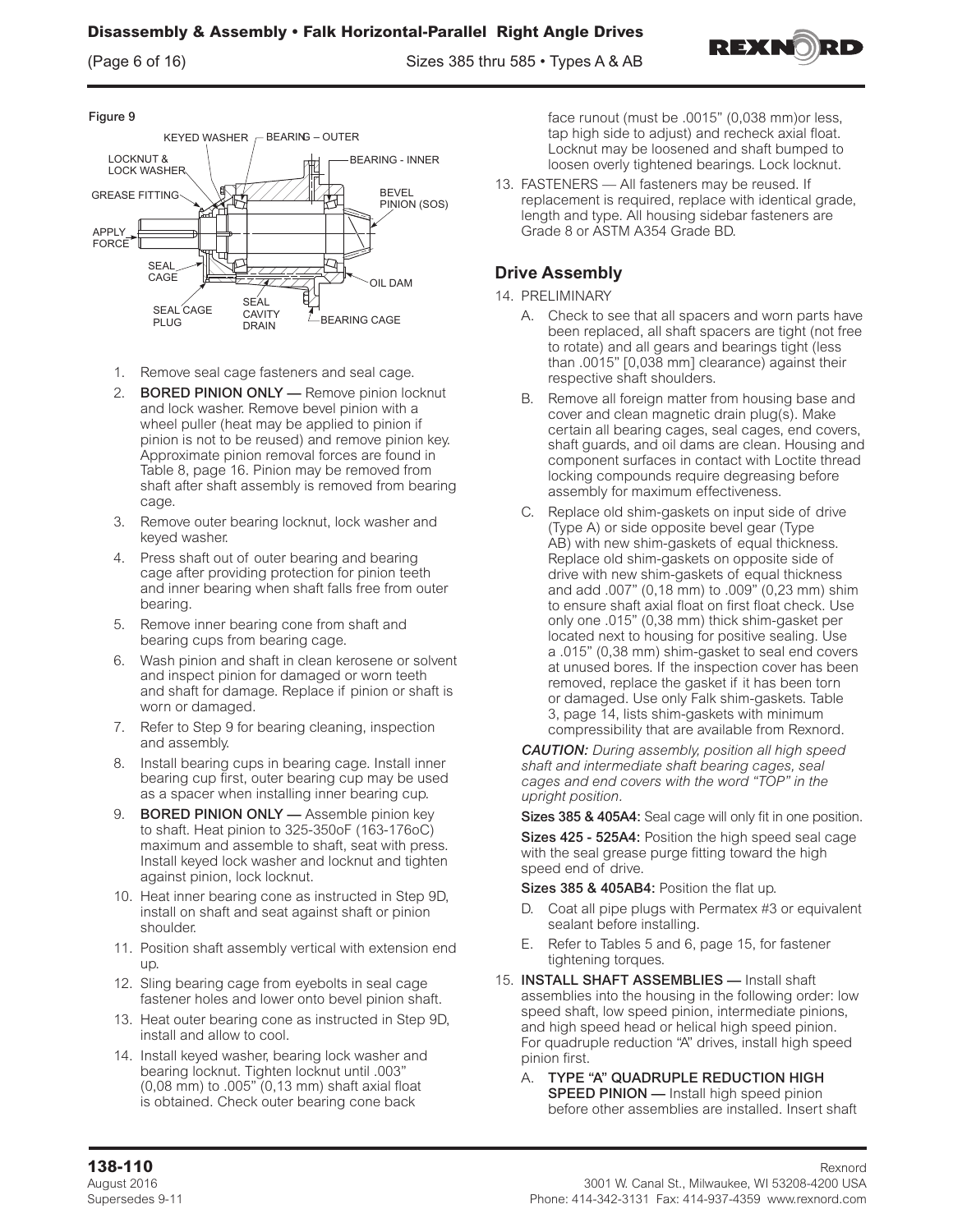**Figure 9**

KEYED WASHER, BEARING – OUTER, LOCKNUT & LOCK WASHER, BEARING - INNER, GREASE FITTING, BEVEL PINION (SOS), APPLY FORCE, SEAL CAGE, OIL DAM, SEAL CAGE PLUG, SEAL CAVITY DRAIN, BEARING CAGE

1. Remove seal cage fasteners and seal cage.
2. **BORED PINION ONLY —** Remove pinion locknut and lock washer. Remove bevel pinion with a wheel puller (heat may be applied to pinion if pinion is not to be reused) and remove pinion key. Approximate pinion removal forces are found in Table 8, page 16. Pinion may be removed from shaft after shaft assembly is removed from bearing cage.
3. Remove outer bearing locknut, lock washer and keyed washer.
4. Press shaft out of outer bearing and bearing cage after providing protection for pinion teeth and inner bearing when shaft falls free from outer bearing.
5. Remove inner bearing cone from shaft and bearing cups from bearing cage.
6. Wash pinion and shaft in clean kerosene or solvent and inspect pinion for damaged or worn teeth and shaft for damage. Replace if pinion or shaft is worn or damaged.
7. Refer to Step 9 for bearing cleaning, inspection and assembly.
8. Install bearing cups in bearing cage. Install inner bearing cup first, outer bearing cup may be used as a spacer when installing inner bearing cup.
9. **BORED PINION ONLY —** Assemble pinion key to shaft. Heat pinion to 325-350oF (163-176oC) maximum and assemble to shaft, seat with press. Install keyed lock washer and locknut and tighten against pinion, lock locknut.
10. Heat inner bearing cone as instructed in Step 9D, install on shaft and seat against shaft or pinion shoulder.
11. Position shaft assembly vertical with extension end up.
12. Sling bearing cage from eyebolts in seal cage fastener holes and lower onto bevel pinion shaft.
13. Heat outer bearing cone as instructed in Step 9D, install and allow to cool.
14. Install keyed washer, bearing lock washer and bearing locknut. Tighten locknut until .003" (0,08 mm) to .005" (0,13 mm) shaft axial float is obtained. Check outer bearing cone back face runout (must be .0015" (0,038 mm)or less, tap high side to adjust) and recheck axial float. Locknut may be loosened and shaft bumped to loosen overly tightened bearings. Lock locknut.

13. FASTENERS — All fasteners may be reused. If replacement is required, replace with identical grade, length and type. All housing sidebar fasteners are Grade 8 or ASTM A354 Grade BD.

## Drive Assembly

14. PRELIMINARY
    A. Check to see that all spacers and worn parts have been replaced, all shaft spacers are tight (not free to rotate) and all gears and bearings tight (less than .0015" [0,038 mm] clearance) against their respective shaft shoulders.
    B. Remove all foreign matter from housing base and cover and clean magnetic drain plug(s). Make certain all bearing cages, seal cages, end covers, shaft guards, and oil dams are clean. Housing and component surfaces in contact with Loctite thread locking compounds require degreasing before assembly for maximum effectiveness.
    C. Replace old shim-gaskets on input side of drive (Type A) or side opposite bevel gear (Type AB) with new shim-gaskets of equal thickness. Replace old shim-gaskets on opposite side of drive with new shim-gaskets of equal thickness and add .007" (0,18 mm) to .009" (0,23 mm) shim to ensure shaft axial float on first float check. Use only one .015" (0,38 mm) thick shim-gasket per located next to housing for positive sealing. Use a .015" (0,38 mm) shim-gasket to seal end covers at unused bores. If the inspection cover has been removed, replace the gasket if it has been torn or damaged. Use only Falk shim-gaskets. Table 3, page 14, lists shim-gaskets with minimum compressibility that are available from Rexnord.

    ***CAUTION:*** *During assembly, position all high speed shaft and intermediate shaft bearing cages, seal cages and end covers with the word "TOP" in the upright position.*

    **Sizes 385 & 405A4:** Seal cage will only fit in one position.

    **Sizes 425 - 525A4:** Position the high speed seal cage with the seal grease purge fitting toward the high speed end of drive.

    **Sizes 385 & 405AB4:** Position the flat up.

    D. Coat all pipe plugs with Permatex #3 or equivalent sealant before installing.
    E. Refer to Tables 5 and 6, page 15, for fastener tightening torques.
15. **INSTALL SHAFT ASSEMBLIES —** Install shaft assemblies into the housing in the following order: low speed shaft, low speed pinion, intermediate pinions, and high speed head or helical high speed pinion. For quadruple reduction "A" drives, install high speed pinion first.
    A. **TYPE "A" QUADRUPLE REDUCTION HIGH SPEED PINION —** Install high speed pinion before other assemblies are installed. Insert shaft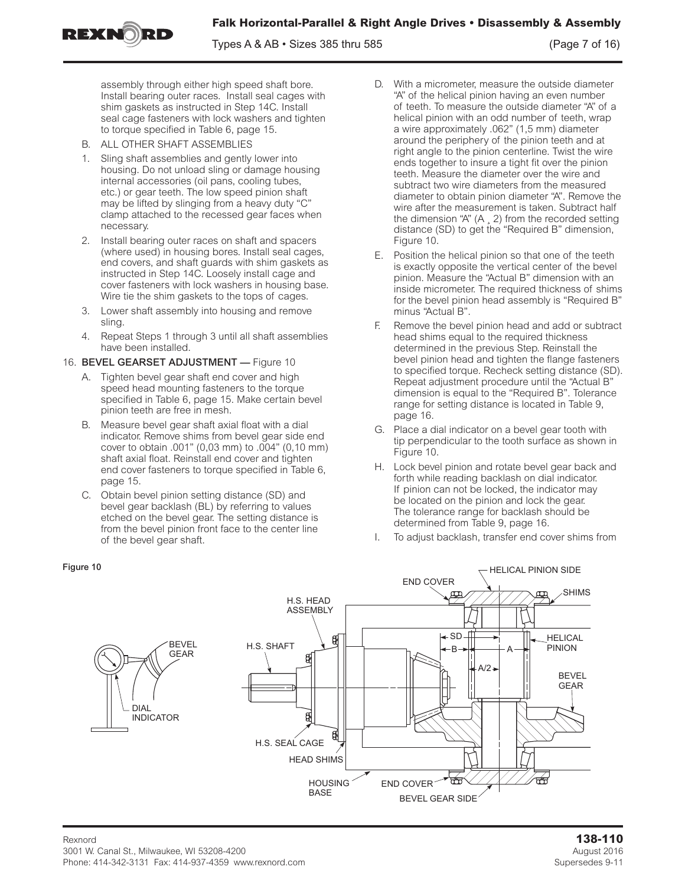assembly through either high speed shaft bore. Install bearing outer races. Install seal cages with shim gaskets as instructed in Step 14C. Install seal cage fasteners with lock washers and tighten to torque specified in Table 6, page 15.

B. ALL OTHER SHAFT ASSEMBLIES

1. Sling shaft assemblies and gently lower into housing. Do not unload sling or damage housing internal accessories (oil pans, cooling tubes, etc.) or gear teeth. The low speed pinion shaft may be lifted by slinging from a heavy duty "C" clamp attached to the recessed gear faces when necessary.
2. Install bearing outer races on shaft and spacers (where used) in housing bores. Install seal cages, end covers, and shaft guards with shim gaskets as instructed in Step 14C. Loosely install cage and cover fasteners with lock washers in housing base. Wire tie the shim gaskets to the tops of cages.
3. Lower shaft assembly into housing and remove sling.
4. Repeat Steps 1 through 3 until all shaft assemblies have been installed.

16. **BEVEL GEARSET ADJUSTMENT —** Figure 10

A. Tighten bevel gear shaft end cover and high speed head mounting fasteners to the torque specified in Table 6, page 15. Make certain bevel pinion teeth are free in mesh.

B. Measure bevel gear shaft axial float with a dial indicator. Remove shims from bevel gear side end cover to obtain .001" (0,03 mm) to .004" (0,10 mm) shaft axial float. Reinstall end cover and tighten end cover fasteners to torque specified in Table 6, page 15.

C. Obtain bevel pinion setting distance (SD) and bevel gear backlash (BL) by referring to values etched on the bevel gear. The setting distance is from the bevel pinion front face to the center line of the bevel gear shaft.

D. With a micrometer, measure the outside diameter "A" of the helical pinion having an even number of teeth. To measure the outside diameter "A" of a helical pinion with an odd number of teeth, wrap a wire approximately .062" (1,5 mm) diameter around the periphery of the pinion teeth and at right angle to the pinion centerline. Twist the wire ends together to insure a tight fit over the pinion teeth. Measure the diameter over the wire and subtract two wire diameters from the measured diameter to obtain pinion diameter "A". Remove the wire after the measurement is taken. Subtract half the dimension "A" (A ÷ 2) from the recorded setting distance (SD) to get the "Required B" dimension, Figure 10.

E. Position the helical pinion so that one of the teeth is exactly opposite the vertical center of the bevel pinion. Measure the "Actual B" dimension with an inside micrometer. The required thickness of shims for the bevel pinion head assembly is "Required B" minus "Actual B".

F. Remove the bevel pinion head and add or subtract head shims equal to the required thickness determined in the previous Step. Reinstall the bevel pinion head and tighten the flange fasteners to specified torque. Recheck setting distance (SD). Repeat adjustment procedure until the "Actual B" dimension is equal to the "Required B". Tolerance range for setting distance is located in Table 9, page 16.

G. Place a dial indicator on a bevel gear tooth with tip perpendicular to the tooth surface as shown in Figure 10.

H. Lock bevel pinion and rotate bevel gear back and forth while reading backlash on dial indicator. If pinion can not be locked, the indicator may be located on the pinion and lock the gear. The tolerance range for backlash should be determined from Table 9, page 16.

I. To adjust backlash, transfer end cover shims from

**Figure 10**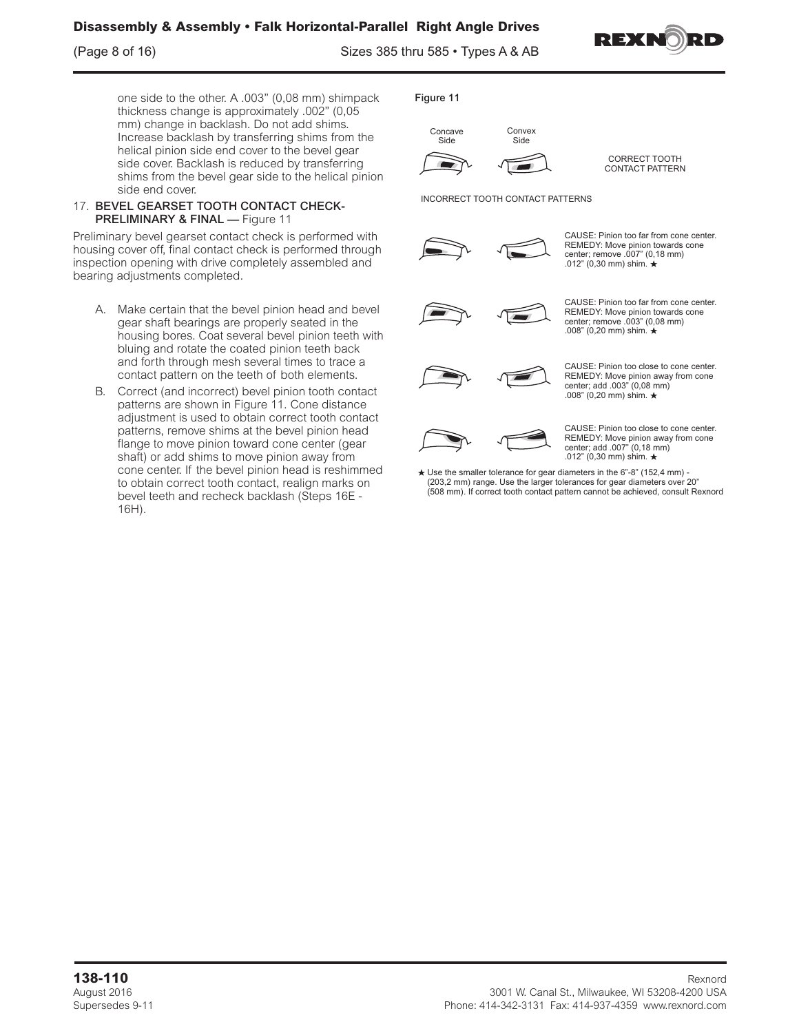one side to the other. A .003" (0,08 mm) shimpack thickness change is approximately .002" (0,05 mm) change in backlash. Do not add shims. Increase backlash by transferring shims from the helical pinion side end cover to the bevel gear side cover. Backlash is reduced by transferring shims from the bevel gear side to the helical pinion side end cover.

17. **BEVEL GEARSET TOOTH CONTACT CHECK-PRELIMINARY & FINAL —** Figure 11

Preliminary bevel gearset contact check is performed with housing cover off, final contact check is performed through inspection opening with drive completely assembled and bearing adjustments completed.

A. Make certain that the bevel pinion head and bevel gear shaft bearings are properly seated in the housing bores. Coat several bevel pinion teeth with bluing and rotate the coated pinion teeth back and forth through mesh several times to trace a contact pattern on the teeth of both elements.

B. Correct (and incorrect) bevel pinion tooth contact patterns are shown in Figure 11. Cone distance adjustment is used to obtain correct tooth contact patterns, remove shims at the bevel pinion head flange to move pinion toward cone center (gear shaft) or add shims to move pinion away from cone center. If the bevel pinion head is reshimmed to obtain correct tooth contact, realign marks on bevel teeth and recheck backlash (Steps 16E - 16H).

**Figure 11**

Concave Side — Convex Side

CORRECT TOOTH CONTACT PATTERN

INCORRECT TOOTH CONTACT PATTERNS

CAUSE: Pinion too far from cone center. REMEDY: Move pinion towards cone center; remove .007" (0,18 mm) .012" (0,30 mm) shim. ★

CAUSE: Pinion too far from cone center. REMEDY: Move pinion towards cone center; remove .003" (0,08 mm) .008" (0,20 mm) shim. ★

CAUSE: Pinion too close to cone center. REMEDY: Move pinion away from cone center; add .003" (0,08 mm) .008" (0,20 mm) shim. ★

CAUSE: Pinion too close to cone center. REMEDY: Move pinion away from cone center; add .007" (0,18 mm) .012" (0,30 mm) shim. ★

★ Use the smaller tolerance for gear diameters in the 6"-8" (152,4 mm) - (203,2 mm) range. Use the larger tolerances for gear diameters over 20" (508 mm). If correct tooth contact pattern cannot be achieved, consult Rexnord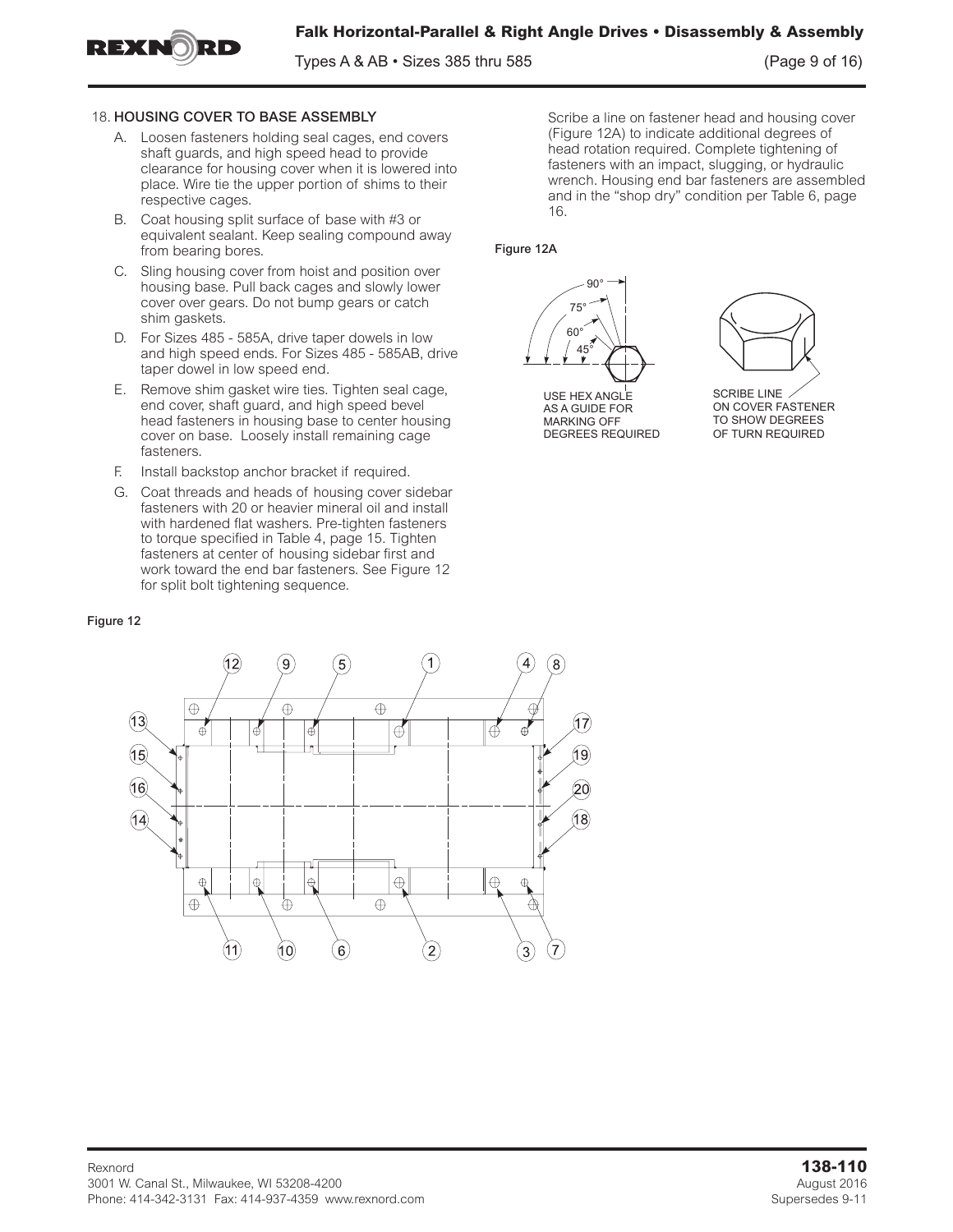## 18. HOUSING COVER TO BASE ASSEMBLY

A. Loosen fasteners holding seal cages, end covers shaft guards, and high speed head to provide clearance for housing cover when it is lowered into place. Wire tie the upper portion of shims to their respective cages.

B. Coat housing split surface of base with #3 or equivalent sealant. Keep sealing compound away from bearing bores.

C. Sling housing cover from hoist and position over housing base. Pull back cages and slowly lower cover over gears. Do not bump gears or catch shim gaskets.

D. For Sizes 485 - 585A, drive taper dowels in low and high speed ends. For Sizes 485 - 585AB, drive taper dowel in low speed end.

E. Remove shim gasket wire ties. Tighten seal cage, end cover, shaft guard, and high speed bevel head fasteners in housing base to center housing cover on base. Loosely install remaining cage fasteners.

F. Install backstop anchor bracket if required.

G. Coat threads and heads of housing cover sidebar fasteners with 20 or heavier mineral oil and install with hardened flat washers. Pre-tighten fasteners to torque specified in Table 4, page 15. Tighten fasteners at center of housing sidebar first and work toward the end bar fasteners. See Figure 12 for split bolt tightening sequence.

Scribe a line on fastener head and housing cover (Figure 12A) to indicate additional degrees of head rotation required. Complete tightening of fasteners with an impact, slugging, or hydraulic wrench. Housing end bar fasteners are assembled and in the "shop dry" condition per Table 6, page 16.

**Figure 12A**

90° 75° 60° 45°

USE HEX ANGLE AS A GUIDE FOR MARKING OFF DEGREES REQUIRED

SCRIBE LINE ON COVER FASTENER TO SHOW DEGREES OF TURN REQUIRED

**Figure 12**

12 9 5 1 4 8 13 15 16 14 17 19 20 18 11 10 6 2 3 7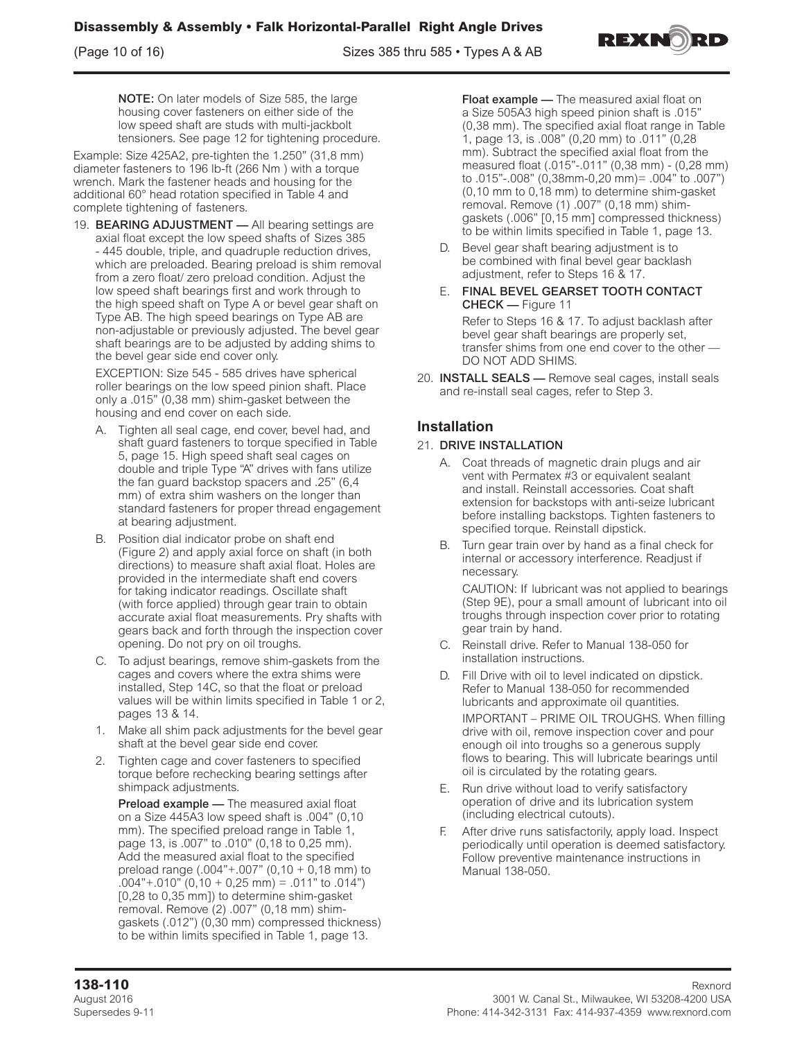NOTE: On later models of Size 585, the large housing cover fasteners on either side of the low speed shaft are studs with multi-jackbolt tensioners. See page 12 for tightening procedure.

Example: Size 425A2, pre-tighten the 1.250" (31,8 mm) diameter fasteners to 196 lb-ft (266 Nm ) with a torque wrench. Mark the fastener heads and housing for the additional 60° head rotation specified in Table 4 and complete tightening of fasteners.

19. **BEARING ADJUSTMENT —** All bearing settings are axial float except the low speed shafts of Sizes 385 - 445 double, triple, and quadruple reduction drives, which are preloaded. Bearing preload is shim removal from a zero float/ zero preload condition. Adjust the low speed shaft bearings first and work through to the high speed shaft on Type A or bevel gear shaft on Type AB. The high speed bearings on Type AB are non-adjustable or previously adjusted. The bevel gear shaft bearings are to be adjusted by adding shims to the bevel gear side end cover only.

   EXCEPTION: Size 545 - 585 drives have spherical roller bearings on the low speed pinion shaft. Place only a .015" (0,38 mm) shim-gasket between the housing and end cover on each side.

   A. Tighten all seal cage, end cover, bevel had, and shaft guard fasteners to torque specified in Table 5, page 15. High speed shaft seal cages on double and triple Type "A" drives with fans utilize the fan guard backstop spacers and .25" (6,4 mm) of extra shim washers on the longer than standard fasteners for proper thread engagement at bearing adjustment.

   B. Position dial indicator probe on shaft end (Figure 2) and apply axial force on shaft (in both directions) to measure shaft axial float. Holes are provided in the intermediate shaft end covers for taking indicator readings. Oscillate shaft (with force applied) through gear train to obtain accurate axial float measurements. Pry shafts with gears back and forth through the inspection cover opening. Do not pry on oil troughs.

   C. To adjust bearings, remove shim-gaskets from the cages and covers where the extra shims were installed, Step 14C, so that the float or preload values will be within limits specified in Table 1 or 2, pages 13 & 14.

   1. Make all shim pack adjustments for the bevel gear shaft at the bevel gear side end cover.

   2. Tighten cage and cover fasteners to specified torque before rechecking bearing settings after shimpack adjustments.

      **Preload example —** The measured axial float on a Size 445A3 low speed shaft is .004" (0,10 mm). The specified preload range in Table 1, page 13, is .007" to .010" (0,18 to 0,25 mm). Add the measured axial float to the specified preload range (.004"+.007" (0,10 + 0,18 mm) to .004"+.010" (0,10 + 0,25 mm) = .011" to .014") [0,28 to 0,35 mm]) to determine shim-gasket removal. Remove (2) .007" (0,18 mm) shim-gaskets (.012") (0,30 mm) compressed thickness) to be within limits specified in Table 1, page 13.

      **Float example —** The measured axial float on a Size 505A3 high speed pinion shaft is .015" (0,38 mm). The specified axial float range in Table 1, page 13, is .008" (0,20 mm) to .011" (0,28 mm). Subtract the specified axial float from the measured float (.015"-.011" (0,38 mm) - (0,28 mm) to .015"-.008" (0,38mm-0,20 mm)= .004" to .007") (0,10 mm to 0,18 mm) to determine shim-gasket removal. Remove (1) .007" (0,18 mm) shim-gaskets (.006" [0,15 mm] compressed thickness) to be within limits specified in Table 1, page 13.

   D. Bevel gear shaft bearing adjustment is to be combined with final bevel gear backlash adjustment, refer to Steps 16 & 17.

   E. **FINAL BEVEL GEARSET TOOTH CONTACT CHECK —** Figure 11

      Refer to Steps 16 & 17. To adjust backlash after bevel gear shaft bearings are properly set, transfer shims from one end cover to the other — DO NOT ADD SHIMS.

20. **INSTALL SEALS —** Remove seal cages, install seals and re-install seal cages, refer to Step 3.

## Installation

21. **DRIVE INSTALLATION**

   A. Coat threads of magnetic drain plugs and air vent with Permatex #3 or equivalent sealant and install. Reinstall accessories. Coat shaft extension for backstops with anti-seize lubricant before installing backstops. Tighten fasteners to specified torque. Reinstall dipstick.

   B. Turn gear train over by hand as a final check for internal or accessory interference. Readjust if necessary.

      CAUTION: If lubricant was not applied to bearings (Step 9E), pour a small amount of lubricant into oil troughs through inspection cover prior to rotating gear train by hand.

   C. Reinstall drive. Refer to Manual 138-050 for installation instructions.

   D. Fill Drive with oil to level indicated on dipstick. Refer to Manual 138-050 for recommended lubricants and approximate oil quantities.

      IMPORTANT – PRIME OIL TROUGHS. When filling drive with oil, remove inspection cover and pour enough oil into troughs so a generous supply flows to bearing. This will lubricate bearings until oil is circulated by the rotating gears.

   E. Run drive without load to verify satisfactory operation of drive and its lubrication system (including electrical cutouts).

   F. After drive runs satisfactorily, apply load. Inspect periodically until operation is deemed satisfactory. Follow preventive maintenance instructions in Manual 138-050.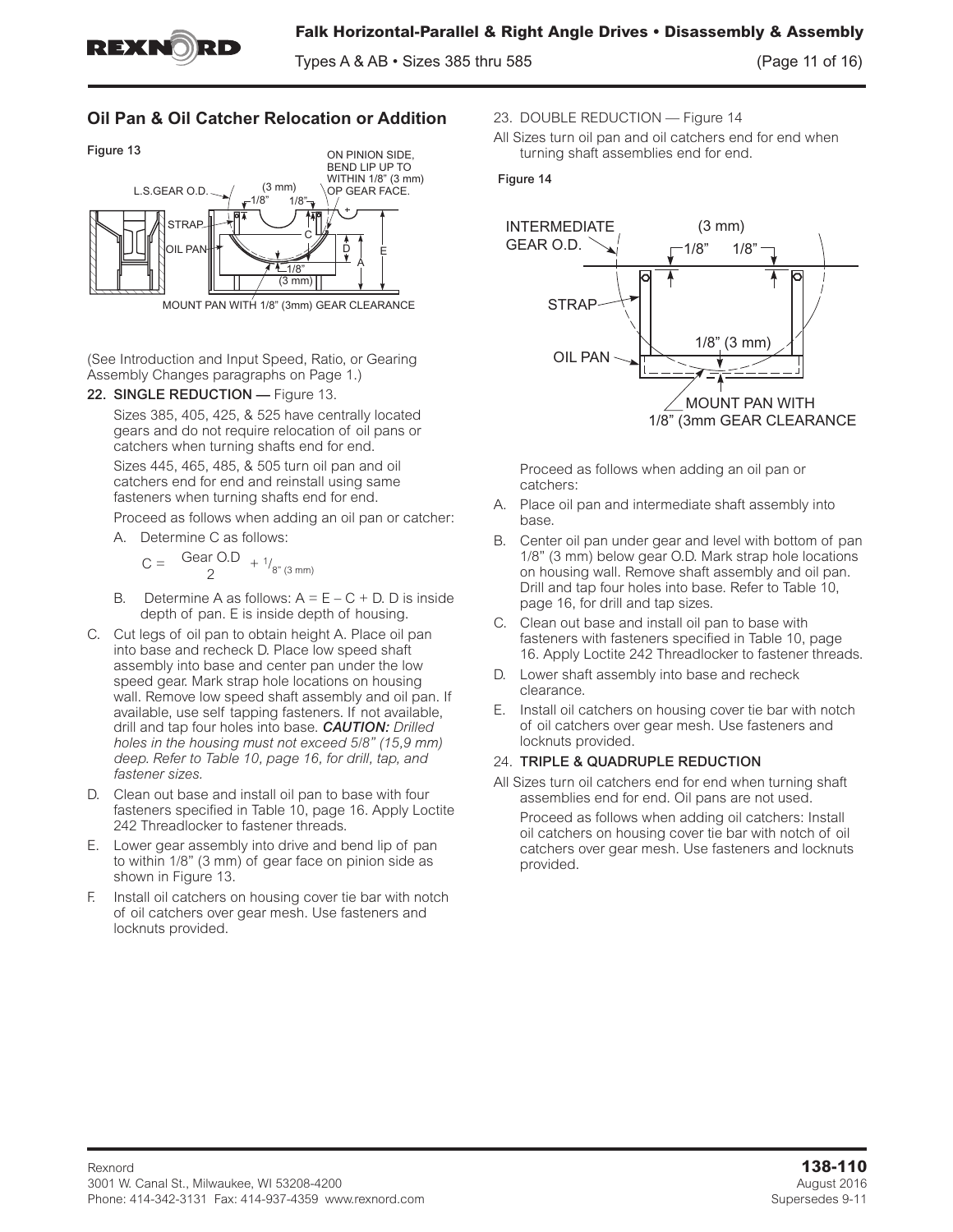## Oil Pan & Oil Catcher Relocation or Addition

Figure 13

(See Introduction and Input Speed, Ratio, or Gearing Assembly Changes paragraphs on Page 1.)

**22. SINGLE REDUCTION —** Figure 13.

Sizes 385, 405, 425, & 525 have centrally located gears and do not require relocation of oil pans or catchers when turning shafts end for end.

Sizes 445, 465, 485, & 505 turn oil pan and oil catchers end for end and reinstall using same fasteners when turning shafts end for end.

Proceed as follows when adding an oil pan or catcher:

A. Determine C as follows:

$$C = \frac{\text{Gear O.D}}{2} + \frac{1}{8}" \text{ (3 mm)}$$

B. Determine A as follows: $A = E - C + D$. D is inside depth of pan. E is inside depth of housing.

C. Cut legs of oil pan to obtain height A. Place oil pan into base and recheck D. Place low speed shaft assembly into base and center pan under the low speed gear. Mark strap hole locations on housing wall. Remove low speed shaft assembly and oil pan. If available, use self tapping fasteners. If not available, drill and tap four holes into base. ***CAUTION:*** *Drilled holes in the housing must not exceed 5/8" (15,9 mm) deep. Refer to Table 10, page 16, for drill, tap, and fastener sizes.*

D. Clean out base and install oil pan to base with four fasteners specified in Table 10, page 16. Apply Loctite 242 Threadlocker to fastener threads.

E. Lower gear assembly into drive and bend lip of pan to within 1/8" (3 mm) of gear face on pinion side as shown in Figure 13.

F. Install oil catchers on housing cover tie bar with notch of oil catchers over gear mesh. Use fasteners and locknuts provided.

23. DOUBLE REDUCTION — Figure 14

All Sizes turn oil pan and oil catchers end for end when turning shaft assemblies end for end.

Figure 14

Proceed as follows when adding an oil pan or catchers:

A. Place oil pan and intermediate shaft assembly into base.

B. Center oil pan under gear and level with bottom of pan 1/8" (3 mm) below gear O.D. Mark strap hole locations on housing wall. Remove shaft assembly and oil pan. Drill and tap four holes into base. Refer to Table 10, page 16, for drill and tap sizes.

C. Clean out base and install oil pan to base with fasteners with fasteners specified in Table 10, page 16. Apply Loctite 242 Threadlocker to fastener threads.

D. Lower shaft assembly into base and recheck clearance.

E. Install oil catchers on housing cover tie bar with notch of oil catchers over gear mesh. Use fasteners and locknuts provided.

24. **TRIPLE & QUADRUPLE REDUCTION**

All Sizes turn oil catchers end for end when turning shaft assemblies end for end. Oil pans are not used.

Proceed as follows when adding oil catchers: Install oil catchers on housing cover tie bar with notch of oil catchers over gear mesh. Use fasteners and locknuts provided.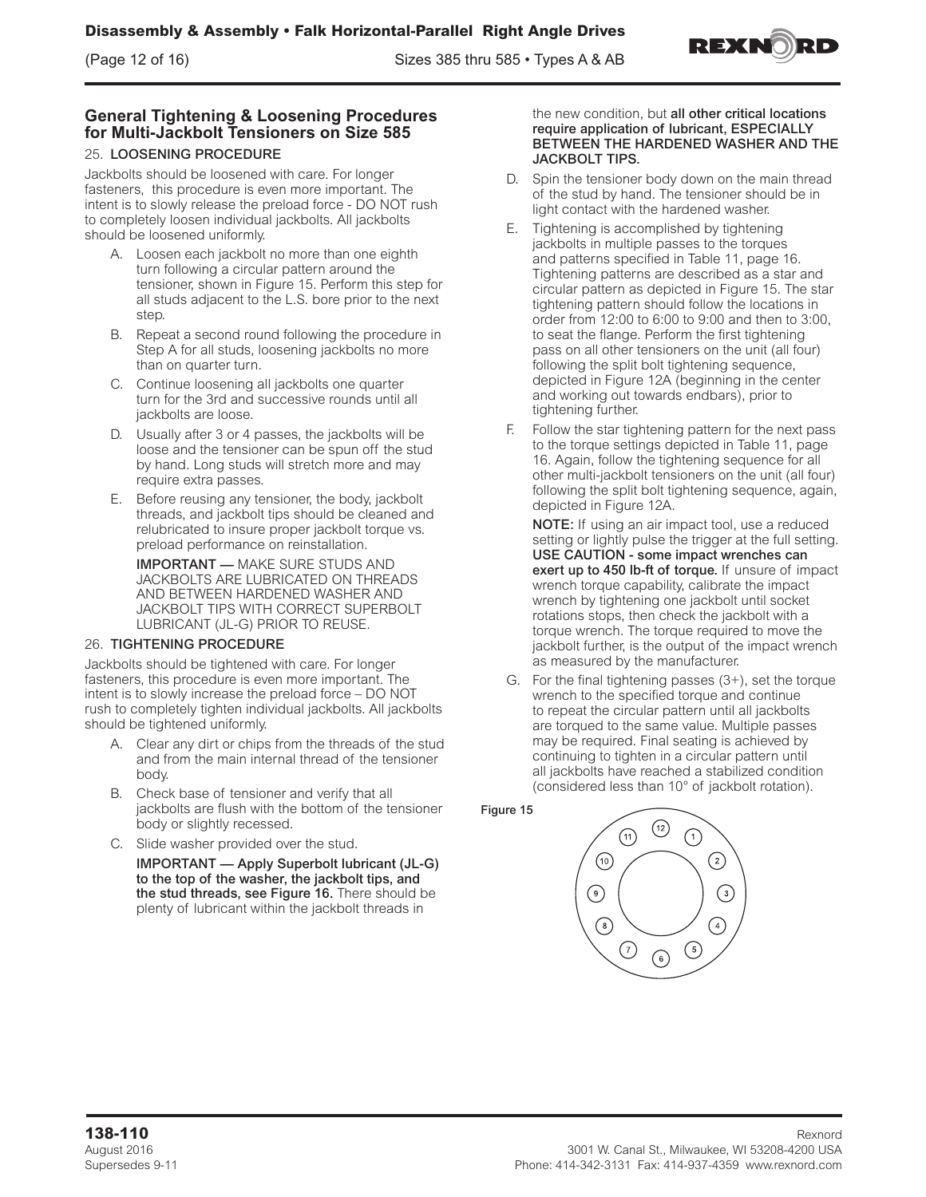## General Tightening & Loosening Procedures for Multi-Jackbolt Tensioners on Size 585

25. **LOOSENING PROCEDURE**

Jackbolts should be loosened with care. For longer fasteners, this procedure is even more important. The intent is to slowly release the preload force - DO NOT rush to completely loosen individual jackbolts. All jackbolts should be loosened uniformly.

A. Loosen each jackbolt no more than one eighth turn following a circular pattern around the tensioner, shown in Figure 15. Perform this step for all studs adjacent to the L.S. bore prior to the next step.

B. Repeat a second round following the procedure in Step A for all studs, loosening jackbolts no more than on quarter turn.

C. Continue loosening all jackbolts one quarter turn for the 3rd and successive rounds until all jackbolts are loose.

D. Usually after 3 or 4 passes, the jackbolts will be loose and the tensioner can be spun off the stud by hand. Long studs will stretch more and may require extra passes.

E. Before reusing any tensioner, the body, jackbolt threads, and jackbolt tips should be cleaned and relubricated to insure proper jackbolt torque vs. preload performance on reinstallation.

   **IMPORTANT —** MAKE SURE STUDS AND JACKBOLTS ARE LUBRICATED ON THREADS AND BETWEEN HARDENED WASHER AND JACKBOLT TIPS WITH CORRECT SUPERBOLT LUBRICANT (JL-G) PRIOR TO REUSE.

26. **TIGHTENING PROCEDURE**

Jackbolts should be tightened with care. For longer fasteners, this procedure is even more important. The intent is to slowly increase the preload force – DO NOT rush to completely tighten individual jackbolts. All jackbolts should be tightened uniformly.

A. Clear any dirt or chips from the threads of the stud and from the main internal thread of the tensioner body.

B. Check base of tensioner and verify that all jackbolts are flush with the bottom of the tensioner body or slightly recessed.

C. Slide washer provided over the stud.

   **IMPORTANT — Apply Superbolt lubricant (JL-G) to the top of the washer, the jackbolt tips, and the stud threads, see Figure 16.** There should be plenty of lubricant within the jackbolt threads in the new condition, but **all other critical locations require application of lubricant, ESPECIALLY BETWEEN THE HARDENED WASHER AND THE JACKBOLT TIPS.**

D. Spin the tensioner body down on the main thread of the stud by hand. The tensioner should be in light contact with the hardened washer.

E. Tightening is accomplished by tightening jackbolts in multiple passes to the torques and patterns specified in Table 11, page 16. Tightening patterns are described as a star and circular pattern as depicted in Figure 15. The star tightening pattern should follow the locations in order from 12:00 to 6:00 to 9:00 and then to 3:00, to seat the flange. Perform the first tightening pass on all other tensioners on the unit (all four) following the split bolt tightening sequence, depicted in Figure 12A (beginning in the center and working out towards endbars), prior to tightening further.

F. Follow the star tightening pattern for the next pass to the torque settings depicted in Table 11, page 16. Again, follow the tightening sequence for all other multi-jackbolt tensioners on the unit (all four) following the split bolt tightening sequence, again, depicted in Figure 12A.

   **NOTE:** If using an air impact tool, use a reduced setting or lightly pulse the trigger at the full setting. **USE CAUTION - some impact wrenches can exert up to 450 lb-ft of torque.** If unsure of impact wrench torque capability, calibrate the impact wrench by tightening one jackbolt until socket rotations stops, then check the jackbolt with a torque wrench. The torque required to move the jackbolt further, is the output of the impact wrench as measured by the manufacturer.

G. For the final tightening passes (3+), set the torque wrench to the specified torque and continue to repeat the circular pattern until all jackbolts are torqued to the same value. Multiple passes may be required. Final seating is achieved by continuing to tighten in a circular pattern until all jackbolts have reached a stabilized condition (considered less than 10° of jackbolt rotation).

Figure 15

12 1 2 3 4 5 6 7 8 9 10 11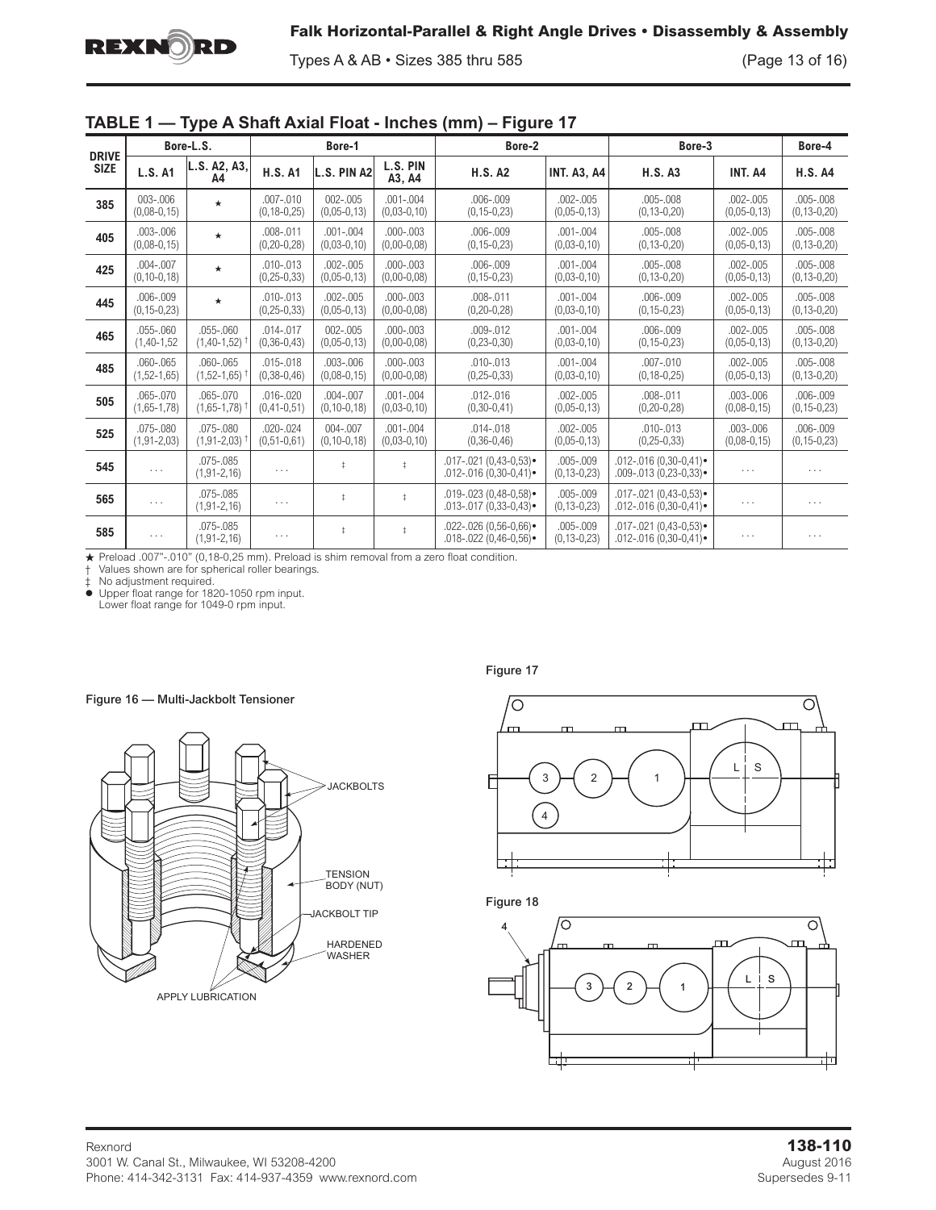## TABLE 1 — Type A Shaft Axial Float - Inches (mm) – Figure 17

| DRIVE SIZE | Bore-L.S. | | Bore-1 | | | Bore-2 | | Bore-3 | | Bore-4 |
|---|---|---|---|---|---|---|---|---|---|---|
| | L.S. A1 | L.S. A2, A3, A4 | H.S. A1 | L.S. PIN A2 | L.S. PIN A3, A4 | H.S. A2 | INT. A3, A4 | H.S. A3 | INT. A4 | H.S. A4 |
| 385 | 003-.006 (0,08-0,15) | ★ | .007-.010 (0,18-0,25) | 002-.005 (0,05-0,13) | .001-.004 (0,03-0,10) | .006-.009 (0,15-0,23) | .002-.005 (0,05-0,13) | .005-.008 (0,13-0,20) | .002-.005 (0,05-0,13) | .005-.008 (0,13-0,20) |
| 405 | .003-.006 (0,08-0,15) | ★ | .008-.011 (0,20-0,28) | .001-.004 (0,03-0,10) | .000-.003 (0,00-0,08) | .006-.009 (0,15-0,23) | .001-.004 (0,03-0,10) | .005-.008 (0,13-0,20) | .002-.005 (0,05-0,13) | .005-.008 (0,13-0,20) |
| 425 | .004-.007 (0,10-0,18) | ★ | .010-.013 (0,25-0,33) | .002-.005 (0,05-0,13) | .000-.003 (0,00-0,08) | .006-.009 (0,15-0,23) | .001-.004 (0,03-0,10) | .005-.008 (0,13-0,20) | .002-.005 (0,05-0,13) | .005-.008 (0,13-0,20) |
| 445 | .006-.009 (0,15-0,23) | ★ | .010-.013 (0,25-0,33) | .002-.005 (0,05-0,13) | .000-.003 (0,00-0,08) | .008-.011 (0,20-0,28) | .001-.004 (0,03-0,10) | .006-.009 (0,15-0,23) | .002-.005 (0,05-0,13) | .005-.008 (0,13-0,20) |
| 465 | .055-.060 (1,40-1,52 | .055-.060 (1,40-1,52) † | .014-.017 (0,36-0,43) | 002-.005 (0,05-0,13) | .000-.003 (0,00-0,08) | .009-.012 (0,23-0,30) | .001-.004 (0,03-0,10) | .006-.009 (0,15-0,23) | .002-.005 (0,05-0,13) | .005-.008 (0,13-0,20) |
| 485 | .060-.065 (1,52-1,65) | .060-.065 (1,52-1,65) † | .015-.018 (0,38-0,46) | .003-.006 (0,08-0,15) | .000-.003 (0,00-0,08) | .010-.013 (0,25-0,33) | .001-.004 (0,03-0,10) | .007-.010 (0,18-0,25) | .002-.005 (0,05-0,13) | .005-.008 (0,13-0,20) |
| 505 | .065-.070 (1,65-1,78) | .065-.070 (1,65-1,78) † | .016-.020 (0,41-0,51) | .004-.007 (0,10-0,18) | .001-.004 (0,03-0,10) | .012-.016 (0,30-0,41) | .002-.005 (0,05-0,13) | .008-.011 (0,20-0,28) | .003-.006 (0,08-0,15) | .006-.009 (0,15-0,23) |
| 525 | .075-.080 (1,91-2,03) | .075-.080 (1,91-2,03) † | .020-.024 (0,51-0,61) | 004-.007 (0,10-0,18) | .001-.004 (0,03-0,10) | .014-.018 (0,36-0,46) | .002-.005 (0,05-0,13) | .010-.013 (0,25-0,33) | .003-.006 (0,08-0,15) | .006-.009 (0,15-0,23) |
| 545 | . . . | .075-.085 (1,91-2,16) | . . . | ‡ | ‡ | .017-.021 (0,43-0,53)● .012-.016 (0,30-0,41)● | .005-.009 (0,13-0,23) | .012-.016 (0,30-0,41)● .009-.013 (0,23-0,33)● | . . . | . . . |
| 565 | . . . | .075-.085 (1,91-2,16) | . . . | ‡ | ‡ | .019-.023 (0,48-0,58)● .013-.017 (0,33-0,43)● | .005-.009 (0,13-0,23) | .017-.021 (0,43-0,53)● .012-.016 (0,30-0,41)● | . . . | . . . |
| 585 | . . . | .075-.085 (1,91-2,16) | . . . | ‡ | ‡ | .022-.026 (0,56-0,66)● .018-.022 (0,46-0,56)● | .005-.009 (0,13-0,23) | .017-.021 (0,43-0,53)● .012-.016 (0,30-0,41)● | . . . | . . . |

★ Preload .007"-.010" (0,18-0,25 mm). Preload is shim removal from a zero float condition.
† Values shown are for spherical roller bearings.
‡ No adjustment required.
● Upper float range for 1820-1050 rpm input.
Lower float range for 1049-0 rpm input.

Figure 16 — Multi-Jackbolt Tensioner

JACKBOLTS
TENSION BODY (NUT)
JACKBOLT TIP
HARDENED WASHER
APPLY LUBRICATION

Figure 17

Figure 18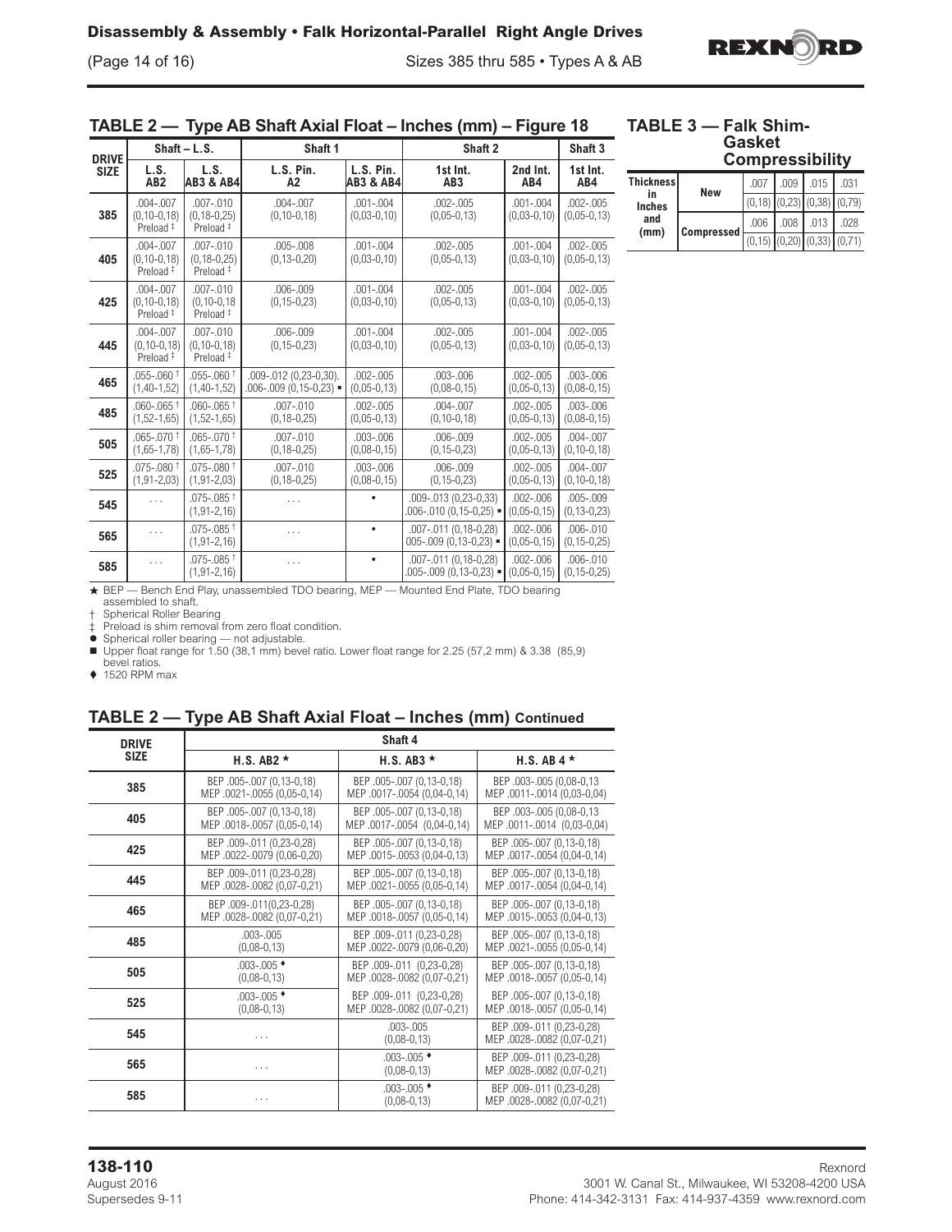## TABLE 2 — Type AB Shaft Axial Float – Inches (mm) – Figure 18

| DRIVE SIZE | Shaft – L.S. | | Shaft 1 | | Shaft 2 | | Shaft 3 |
|---|---|---|---|---|---|---|---|
| | L.S. AB2 | L.S. AB3 & AB4 | L.S. Pin. A2 | L.S. Pin. AB3 & AB4 | 1st Int. AB3 | 2nd Int. AB4 | 1st Int. AB4 |
| 385 | .004-.007 (0,10-0,18) Preload ‡ | .007-.010 (0,18-0,25) Preload ‡ | .004-.007 (0,10-0,18) | .001-.004 (0,03-0,10) | .002-.005 (0,05-0,13) | .001-.004 (0,03-0,10) | .002-.005 (0,05-0,13) |
| 405 | .004-.007 (0,10-0,18) Preload ‡ | .007-.010 (0,18-0,25) Preload ‡ | .005-.008 (0,13-0,20) | .001-.004 (0,03-0,10) | .002-.005 (0,05-0,13) | .001-.004 (0,03-0,10) | .002-.005 (0,05-0,13) |
| 425 | .004-.007 (0,10-0,18) Preload ‡ | .007-.010 (0,10-0,18 Preload ‡ | .006-.009 (0,15-0,23) | .001-.004 (0,03-0,10) | .002-.005 (0,05-0,13) | .001-.004 (0,03-0,10) | .002-.005 (0,05-0,13) |
| 445 | .004-.007 (0,10-0,18) Preload ‡ | .007-.010 (0,10-0,18) Preload ‡ | .006-.009 (0,15-0,23) | .001-.004 (0,03-0,10) | .002-.005 (0,05-0,13) | .001-.004 (0,03-0,10) | .002-.005 (0,05-0,13) |
| 465 | .055-.060 † (1,40-1,52) | .055-.060 † (1,40-1,52) | .009-.012 (0,23-0,30). .006-.009 (0,15-0,23) ■ | .002-.005 (0,05-0,13) | .003-.006 (0,08-0,15) | .002-.005 (0,05-0,13) | .003-.006 (0,08-0,15) |
| 485 | .060-.065 † (1,52-1,65) | .060-.065 † (1,52-1,65) | .007-.010 (0,18-0,25) | .002-.005 (0,05-0,13) | .004-.007 (0,10-0,18) | .002-.005 (0,05-0,13) | .003-.006 (0,08-0,15) |
| 505 | .065-.070 † (1,65-1,78) | .065-.070 † (1,65-1,78) | .007-.010 (0,18-0,25) | .003-.006 (0,08-0,15) | .006-.009 (0,15-0,23) | .002-.005 (0,05-0,13) | .004-.007 (0,10-0,18) |
| 525 | .075-.080 † (1,91-2,03) | .075-.080 † (1,91-2,03) | .007-.010 (0,18-0,25) | .003-.006 (0,08-0,15) | .006-.009 (0,15-0,23) | .002-.005 (0,05-0,13) | .004-.007 (0,10-0,18) |
| 545 | . . . | .075-.085 † (1,91-2,16) | . . . | ● | .009-.013 (0,23-0,33) .006-.010 (0,15-0,25) ■ | .002-.006 (0,05-0,15) | .005-.009 (0,13-0,23) |
| 565 | . . . | .075-.085 † (1,91-2,16) | . . . | ● | .007-.011 (0,18-0,28) 005-.009 (0,13-0,23) ■ | .002-.006 (0,05-0,15) | .006-.010 (0,15-0,25) |
| 585 | . . . | .075-.085 † (1,91-2,16) | . . . | ● | .007-.011 (0,18-0,28) .005-.009 (0,13-0,23) ■ | .002-.006 (0,05-0,15) | .006-.010 (0,15-0,25) |

★ BEP — Bench End Play, unassembled TDO bearing, MEP — Mounted End Plate, TDO bearing assembled to shaft.
† Spherical Roller Bearing
‡ Preload is shim removal from zero float condition.
● Spherical roller bearing — not adjustable.
■ Upper float range for 1.50 (38,1 mm) bevel ratio. Lower float range for 2.25 (57,2 mm) & 3.38 (85,9) bevel ratios.
♦ 1520 RPM max

## TABLE 3 — Falk Shim-Gasket Compressibility

| Thickness in Inches and (mm) | | | | | |
|---|---|---|---|---|---|
| | New | .007 | .009 | .015 | .031 |
| | | (0,18) | (0,23) | (0,38) | (0,79) |
| | Compressed | .006 | .008 | .013 | .028 |
| | | (0,15) | (0,20) | (0,33) | (0,71) |

## TABLE 2 — Type AB Shaft Axial Float – Inches (mm) Continued

| DRIVE SIZE | Shaft 4 | | |
|---|---|---|---|
| | H.S. AB2 ★ | H.S. AB3 ★ | H.S. AB 4 ★ |
| 385 | BEP .005-.007 (0,13-0,18) MEP .0021-.0055 (0,05-0,14) | BEP .005-.007 (0,13-0,18) MEP .0017-.0054 (0,04-0,14) | BEP .003-.005 (0,08-0,13 MEP .0011-.0014 (0,03-0,04) |
| 405 | BEP .005-.007 (0,13-0,18) MEP .0018-.0057 (0,05-0,14) | BEP .005-.007 (0,13-0,18) MEP .0017-.0054 (0,04-0,14) | BEP .003-.005 (0,08-0,13 MEP .0011-.0014 (0,03-0,04) |
| 425 | BEP .009-.011 (0,23-0,28) MEP .0022-.0079 (0,06-0,20) | BEP .005-.007 (0,13-0,18) MEP .0015-.0053 (0,04-0,13) | BEP .005-.007 (0,13-0,18) MEP .0017-.0054 (0,04-0,14) |
| 445 | BEP .009-.011 (0,23-0,28) MEP .0028-.0082 (0,07-0,21) | BEP .005-.007 (0,13-0,18) MEP .0021-.0055 (0,05-0,14) | BEP .005-.007 (0,13-0,18) MEP .0017-.0054 (0,04-0,14) |
| 465 | BEP .009-.011(0,23-0,28) MEP .0028-.0082 (0,07-0,21) | BEP .005-.007 (0,13-0,18) MEP .0018-.0057 (0,05-0,14) | BEP .005-.007 (0,13-0,18) MEP .0015-.0053 (0,04-0,13) |
| 485 | .003-.005 (0,08-0,13) | BEP .009-.011 (0,23-0,28) MEP .0022-.0079 (0,06-0,20) | BEP .005-.007 (0,13-0,18) MEP .0021-.0055 (0,05-0,14) |
| 505 | .003-.005 ♦ (0,08-0,13) | BEP .009-.011 (0,23-0,28) MEP .0028-.0082 (0,07-0,21) | BEP .005-.007 (0,13-0,18) MEP .0018-.0057 (0,05-0,14) |
| 525 | .003-.005 ♦ (0,08-0,13) | BEP .009-.011 (0,23-0,28) MEP .0028-.0082 (0,07-0,21) | BEP .005-.007 (0,13-0,18) MEP .0018-.0057 (0,05-0,14) |
| 545 | . . . | .003-.005 (0,08-0,13) | BEP .009-.011 (0,23-0,28) MEP .0028-.0082 (0,07-0,21) |
| 565 | . . . | .003-.005 ♦ (0,08-0,13) | BEP .009-.011 (0,23-0,28) MEP .0028-.0082 (0,07-0,21) |
| 585 | . . . | .003-.005 ♦ (0,08-0,13) | BEP .009-.011 (0,23-0,28) MEP .0028-.0082 (0,07-0,21) |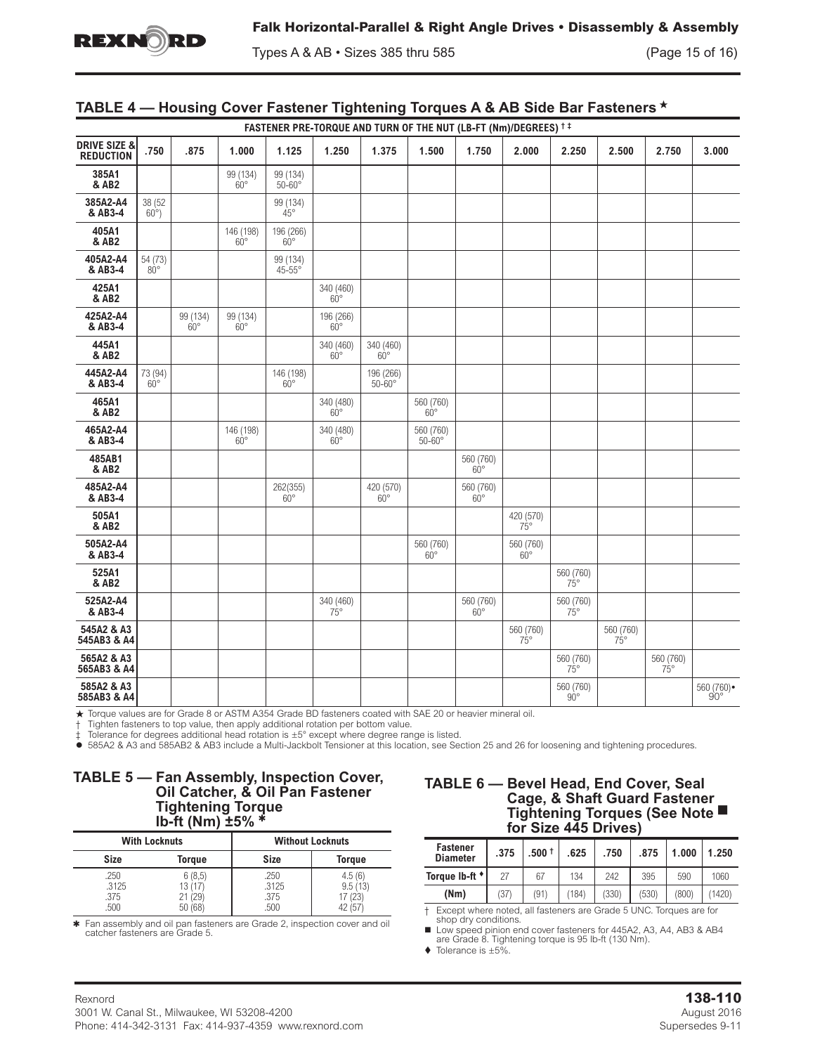## TABLE 4 — Housing Cover Fastener Tightening Torques A & AB Side Bar Fasteners ★

| DRIVE SIZE & REDUCTION | FASTENER PRE-TORQUE AND TURN OF THE NUT (LB-FT (Nm)/DEGREES) † ‡ | | | | | | | | | | | | |
|---|---|---|---|---|---|---|---|---|---|---|---|---|---|
| | .750 | .875 | 1.000 | 1.125 | 1.250 | 1.375 | 1.500 | 1.750 | 2.000 | 2.250 | 2.500 | 2.750 | 3.000 |
| 385A1 & AB2 | | | 99 (134) 60° | 99 (134) 50-60° | | | | | | | | | |
| 385A2-A4 & AB3-4 | 38 (52 60°) | | | 99 (134) 45° | | | | | | | | | |
| 405A1 & AB2 | | | 146 (198) 60° | 196 (266) 60° | | | | | | | | | |
| 405A2-A4 & AB3-4 | 54 (73) 80° | | | 99 (134) 45-55° | | | | | | | | | |
| 425A1 & AB2 | | | | | 340 (460) 60° | | | | | | | | |
| 425A2-A4 & AB3-4 | | 99 (134) 60° | 99 (134) 60° | | 196 (266) 60° | | | | | | | | |
| 445A1 & AB2 | | | | | 340 (460) 60° | 340 (460) 60° | | | | | | | |
| 445A2-A4 & AB3-4 | 73 (94) 60° | | | 146 (198) 60° | | 196 (266) 50-60° | | | | | | | |
| 465A1 & AB2 | | | | | 340 (480) 60° | | 560 (760) 60° | | | | | | |
| 465A2-A4 & AB3-4 | | | 146 (198) 60° | | 340 (480) 60° | | 560 (760) 50-60° | | | | | | |
| 485AB1 & AB2 | | | | | | | | 560 (760) 60° | | | | | |
| 485A2-A4 & AB3-4 | | | | 262(355) 60° | | 420 (570) 60° | | 560 (760) 60° | | | | | |
| 505A1 & AB2 | | | | | | | | | 420 (570) 75° | | | | |
| 505A2-A4 & AB3-4 | | | | | | | 560 (760) 60° | | 560 (760) 60° | | | | |
| 525A1 & AB2 | | | | | | | | | | 560 (760) 75° | | | |
| 525A2-A4 & AB3-4 | | | | | 340 (460) 75° | | | 560 (760) 60° | | 560 (760) 75° | | | |
| 545A2 & A3 545AB3 & A4 | | | | | | | | | 560 (760) 75° | | 560 (760) 75° | | |
| 565A2 & A3 565AB3 & A4 | | | | | | | | | | 560 (760) 75° | | 560 (760) 75° | |
| 585A2 & A3 585AB3 & A4 | | | | | | | | | | 560 (760) 90° | | | 560 (760)● 90° |

★ Torque values are for Grade 8 or ASTM A354 Grade BD fasteners coated with SAE 20 or heavier mineral oil.
† Tighten fasteners to top value, then apply additional rotation per bottom value.
‡ Tolerance for degrees additional head rotation is ±5° except where degree range is listed.
● 585A2 & A3 and 585AB2 & AB3 include a Multi-Jackbolt Tensioner at this location, see Section 25 and 26 for loosening and tightening procedures.

## TABLE 5 — Fan Assembly, Inspection Cover, Oil Catcher, & Oil Pan Fastener Tightening Torque lb-ft (Nm) ±5% *

| With Locknuts | | Without Locknuts | |
|---|---|---|---|
| Size | Torque | Size | Torque |
| .250 | 6 (8,5) | .250 | 4.5 (6) |
| .3125 | 13 (17) | .3125 | 9.5 (13) |
| .375 | 21 (29) | .375 | 17 (23) |
| .500 | 50 (68) | .500 | 42 (57) |

* Fan assembly and oil pan fasteners are Grade 2, inspection cover and oil catcher fasteners are Grade 5.

## TABLE 6 — Bevel Head, End Cover, Seal Cage, & Shaft Guard Fastener Tightening Torques (See Note ■ for Size 445 Drives)

| Fastener Diameter | .375 | .500 † | .625 | .750 | .875 | 1.000 | 1.250 |
|---|---|---|---|---|---|---|---|
| Torque lb-ft ♦ | 27 | 67 | 134 | 242 | 395 | 590 | 1060 |
| (Nm) | (37) | (91) | (184) | (330) | (530) | (800) | (1420) |

† Except where noted, all fasteners are Grade 5 UNC. Torques are for shop dry conditions.
■ Low speed pinion end cover fasteners for 445A2, A3, A4, AB3 & AB4 are Grade 8. Tightening torque is 95 lb-ft (130 Nm).
♦ Tolerance is ±5%.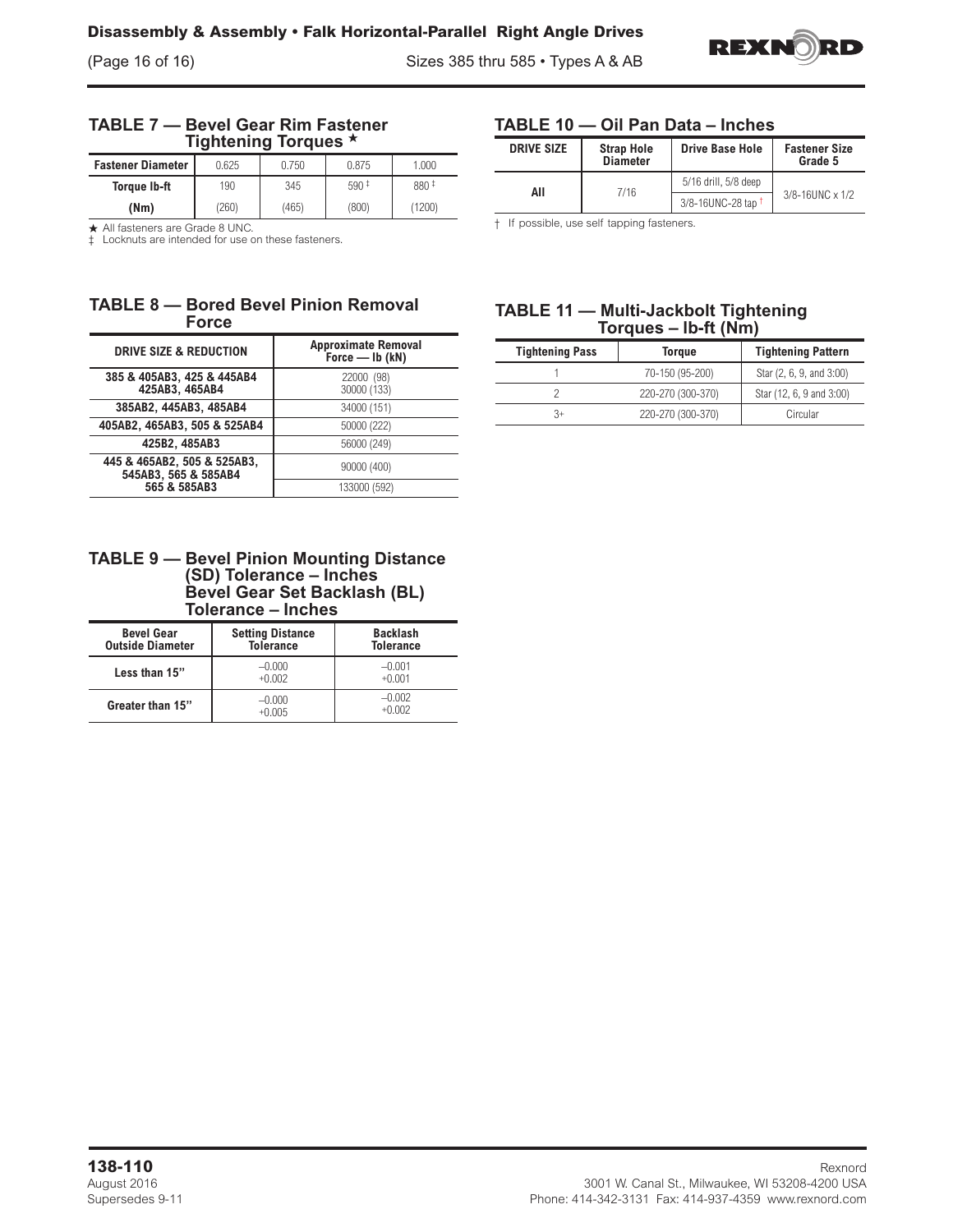## TABLE 7 — Bevel Gear Rim Fastener Tightening Torques ★

| Fastener Diameter | 0.625 | 0.750 | 0.875 | 1.000 |
|---|---|---|---|---|
| Torque lb-ft | 190 | 345 | 590 ‡ | 880 ‡ |
| (Nm) | (260) | (465) | (800) | (1200) |

★ All fasteners are Grade 8 UNC.
‡ Locknuts are intended for use on these fasteners.

## TABLE 8 — Bored Bevel Pinion Removal Force

| DRIVE SIZE & REDUCTION | Approximate Removal Force — lb (kN) |
|---|---|
| 385 & 405AB3, 425 & 445AB4 | 22000 (98) |
| 425AB3, 465AB4 | 30000 (133) |
| 385AB2, 445AB3, 485AB4 | 34000 (151) |
| 405AB2, 465AB3, 505 & 525AB4 | 50000 (222) |
| 425B2, 485AB3 | 56000 (249) |
| 445 & 465AB2, 505 & 525AB3, 545AB3, 565 & 585AB4 | 90000 (400) |
| 565 & 585AB3 | 133000 (592) |

## TABLE 9 — Bevel Pinion Mounting Distance (SD) Tolerance – Inches Bevel Gear Set Backlash (BL) Tolerance – Inches

| Bevel Gear Outside Diameter | Setting Distance Tolerance | Backlash Tolerance |
|---|---|---|
| Less than 15" | –0.000 +0.002 | –0.001 +0.001 |
| Greater than 15" | –0.000 +0.005 | –0.002 +0.002 |

## TABLE 10 — Oil Pan Data – Inches

| DRIVE SIZE | Strap Hole Diameter | Drive Base Hole | Fastener Size Grade 5 |
|---|---|---|---|
| All | 7/16 | 5/16 drill, 5/8 deep | 3/8-16UNC x 1/2 |
| | | 3/8-16UNC-28 tap † | |

† If possible, use self tapping fasteners.

## TABLE 11 — Multi-Jackbolt Tightening Torques – lb-ft (Nm)

| Tightening Pass | Torque | Tightening Pattern |
|---|---|---|
| 1 | 70-150 (95-200) | Star (2, 6, 9, and 3:00) |
| 2 | 220-270 (300-370) | Star (12, 6, 9 and 3:00) |
| 3+ | 220-270 (300-370) | Circular |

**138-110**
August 2016
Supersedes 9-11

Rexnord
3001 W. Canal St., Milwaukee, WI 53208-4200 USA
Phone: 414-342-3131 Fax: 414-937-4359 www.rexnord.com